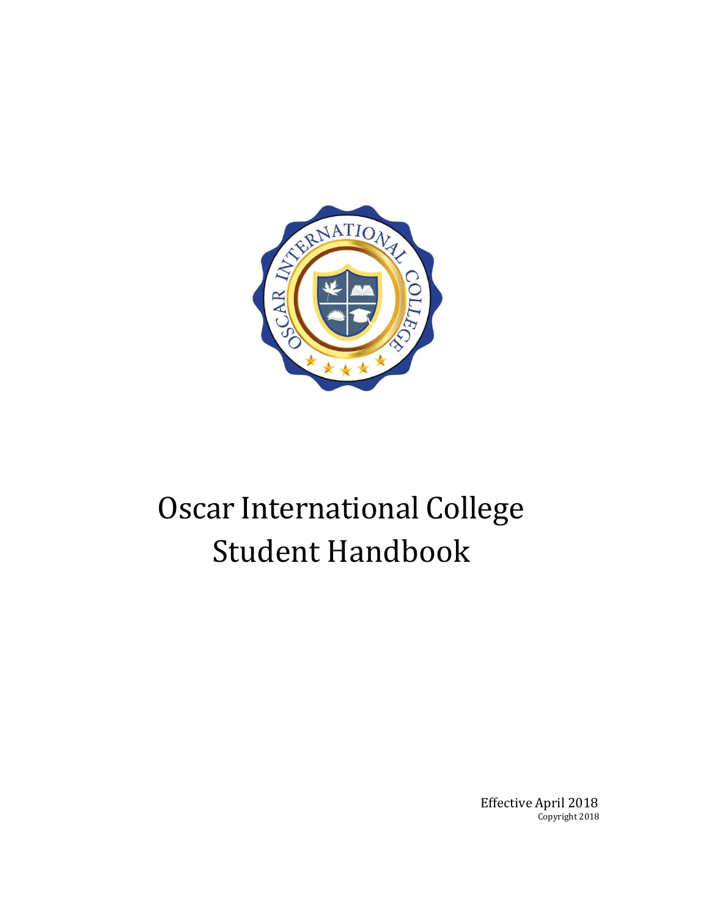# Oscar International College Student Handbook

Effective April 2018

Copyright 2018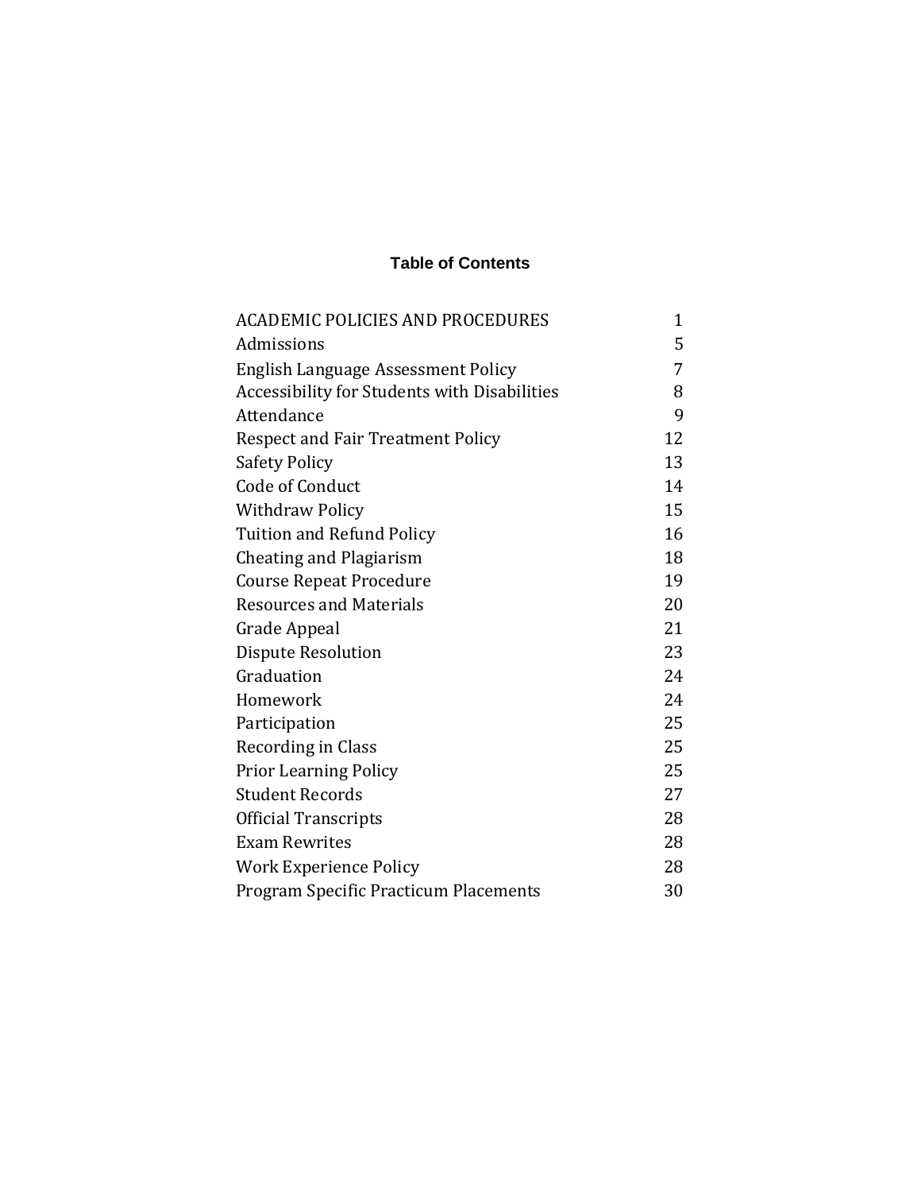# Table of Contents

| | |
|---|---|
| ACADEMIC POLICIES AND PROCEDURES | 1 |
| Admissions | 5 |
| English Language Assessment Policy | 7 |
| Accessibility for Students with Disabilities | 8 |
| Attendance | 9 |
| Respect and Fair Treatment Policy | 12 |
| Safety Policy | 13 |
| Code of Conduct | 14 |
| Withdraw Policy | 15 |
| Tuition and Refund Policy | 16 |
| Cheating and Plagiarism | 18 |
| Course Repeat Procedure | 19 |
| Resources and Materials | 20 |
| Grade Appeal | 21 |
| Dispute Resolution | 23 |
| Graduation | 24 |
| Homework | 24 |
| Participation | 25 |
| Recording in Class | 25 |
| Prior Learning Policy | 25 |
| Student Records | 27 |
| Official Transcripts | 28 |
| Exam Rewrites | 28 |
| Work Experience Policy | 28 |
| Program Specific Practicum Placements | 30 |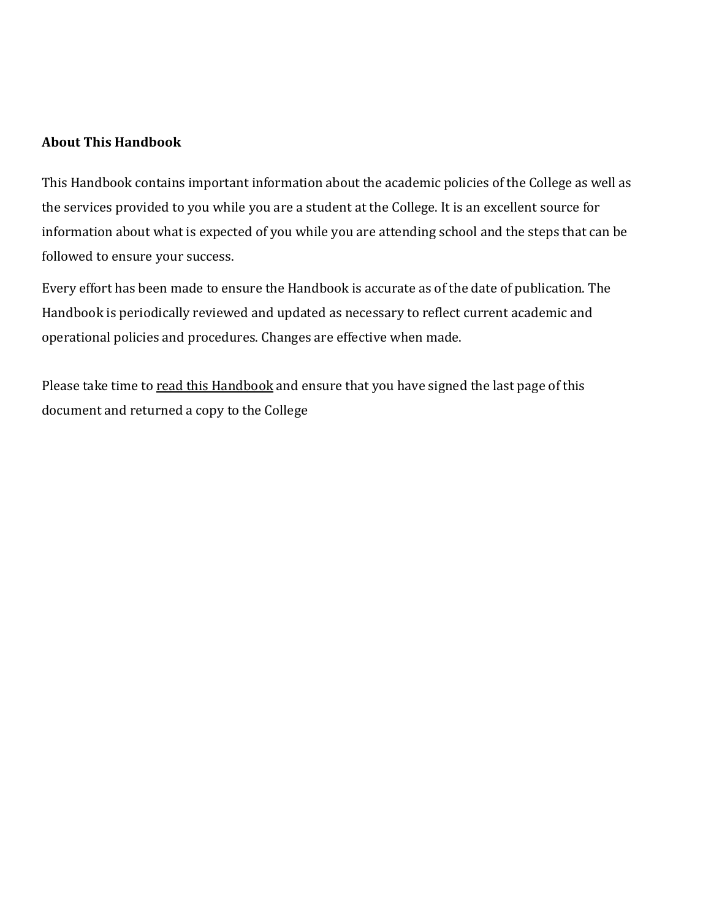**About This Handbook**

This Handbook contains important information about the academic policies of the College as well as the services provided to you while you are a student at the College. It is an excellent source for information about what is expected of you while you are attending school and the steps that can be followed to ensure your success.

Every effort has been made to ensure the Handbook is accurate as of the date of publication. The Handbook is periodically reviewed and updated as necessary to reflect current academic and operational policies and procedures. Changes are effective when made.

Please take time to <u>read this Handbook</u> and ensure that you have signed the last page of this document and returned a copy to the College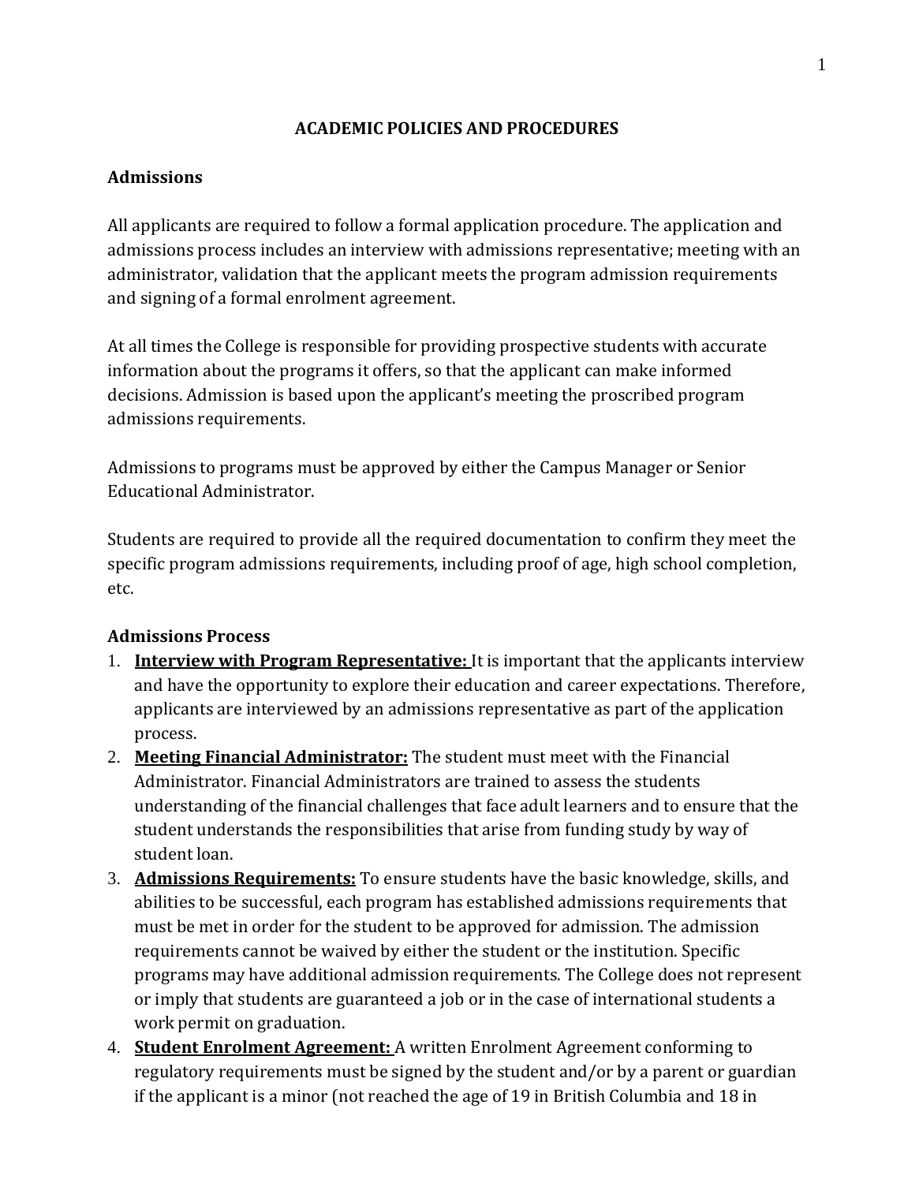# ACADEMIC POLICIES AND PROCEDURES

## Admissions

All applicants are required to follow a formal application procedure. The application and admissions process includes an interview with admissions representative; meeting with an administrator, validation that the applicant meets the program admission requirements and signing of a formal enrolment agreement.

At all times the College is responsible for providing prospective students with accurate information about the programs it offers, so that the applicant can make informed decisions. Admission is based upon the applicant's meeting the proscribed program admissions requirements.

Admissions to programs must be approved by either the Campus Manager or Senior Educational Administrator.

Students are required to provide all the required documentation to confirm they meet the specific program admissions requirements, including proof of age, high school completion, etc.

## Admissions Process

1. **Interview with Program Representative:** It is important that the applicants interview and have the opportunity to explore their education and career expectations. Therefore, applicants are interviewed by an admissions representative as part of the application process.
2. **Meeting Financial Administrator:** The student must meet with the Financial Administrator. Financial Administrators are trained to assess the students understanding of the financial challenges that face adult learners and to ensure that the student understands the responsibilities that arise from funding study by way of student loan.
3. **Admissions Requirements:** To ensure students have the basic knowledge, skills, and abilities to be successful, each program has established admissions requirements that must be met in order for the student to be approved for admission. The admission requirements cannot be waived by either the student or the institution. Specific programs may have additional admission requirements. The College does not represent or imply that students are guaranteed a job or in the case of international students a work permit on graduation.
4. **Student Enrolment Agreement:** A written Enrolment Agreement conforming to regulatory requirements must be signed by the student and/or by a parent or guardian if the applicant is a minor (not reached the age of 19 in British Columbia and 18 in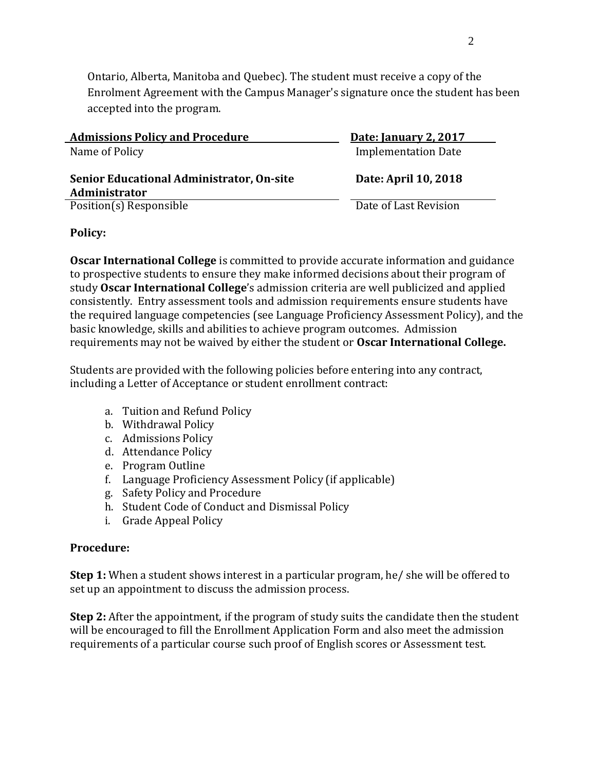Ontario, Alberta, Manitoba and Quebec). The student must receive a copy of the Enrolment Agreement with the Campus Manager's signature once the student has been accepted into the program.

| **Admissions Policy and Procedure** | **Date: January 2, 2017** |
|---|---|
| Name of Policy | Implementation Date |
| **Senior Educational Administrator, On-site Administrator** | **Date: April 10, 2018** |
| Position(s) Responsible | Date of Last Revision |

**Policy:**

**Oscar International College** is committed to provide accurate information and guidance to prospective students to ensure they make informed decisions about their program of study **Oscar International College**'s admission criteria are well publicized and applied consistently. Entry assessment tools and admission requirements ensure students have the required language competencies (see Language Proficiency Assessment Policy), and the basic knowledge, skills and abilities to achieve program outcomes. Admission requirements may not be waived by either the student or **Oscar International College.**

Students are provided with the following policies before entering into any contract, including a Letter of Acceptance or student enrollment contract:

a. Tuition and Refund Policy
b. Withdrawal Policy
c. Admissions Policy
d. Attendance Policy
e. Program Outline
f. Language Proficiency Assessment Policy (if applicable)
g. Safety Policy and Procedure
h. Student Code of Conduct and Dismissal Policy
i. Grade Appeal Policy

**Procedure:**

**Step 1:** When a student shows interest in a particular program, he/ she will be offered to set up an appointment to discuss the admission process.

**Step 2:** After the appointment, if the program of study suits the candidate then the student will be encouraged to fill the Enrollment Application Form and also meet the admission requirements of a particular course such proof of English scores or Assessment test.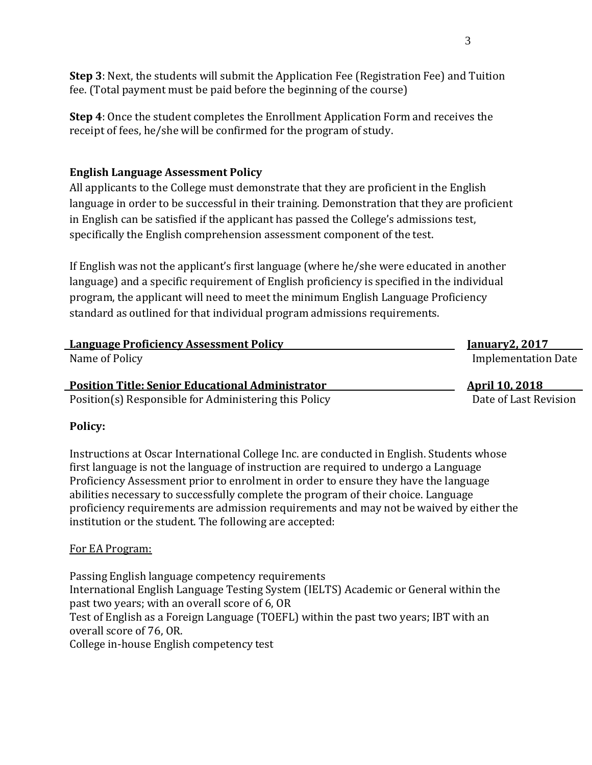**Step 3**: Next, the students will submit the Application Fee (Registration Fee) and Tuition fee. (Total payment must be paid before the beginning of the course)

**Step 4**: Once the student completes the Enrollment Application Form and receives the receipt of fees, he/she will be confirmed for the program of study.

**English Language Assessment Policy**

All applicants to the College must demonstrate that they are proficient in the English language in order to be successful in their training. Demonstration that they are proficient in English can be satisfied if the applicant has passed the College's admissions test, specifically the English comprehension assessment component of the test.

If English was not the applicant's first language (where he/she were educated in another language) and a specific requirement of English proficiency is specified in the individual program, the applicant will need to meet the minimum English Language Proficiency standard as outlined for that individual program admissions requirements.

| **Language Proficiency Assessment Policy** | **January2, 2017** |
|---|---|
| Name of Policy | Implementation Date |
| **Position Title: Senior Educational Administrator** | **April 10, 2018** |
| Position(s) Responsible for Administering this Policy | Date of Last Revision |

**Policy:**

Instructions at Oscar International College Inc. are conducted in English. Students whose first language is not the language of instruction are required to undergo a Language Proficiency Assessment prior to enrolment in order to ensure they have the language abilities necessary to successfully complete the program of their choice. Language proficiency requirements are admission requirements and may not be waived by either the institution or the student. The following are accepted:

For EA Program:

Passing English language competency requirements
International English Language Testing System (IELTS) Academic or General within the past two years; with an overall score of 6, OR
Test of English as a Foreign Language (TOEFL) within the past two years; IBT with an overall score of 76, OR.
College in-house English competency test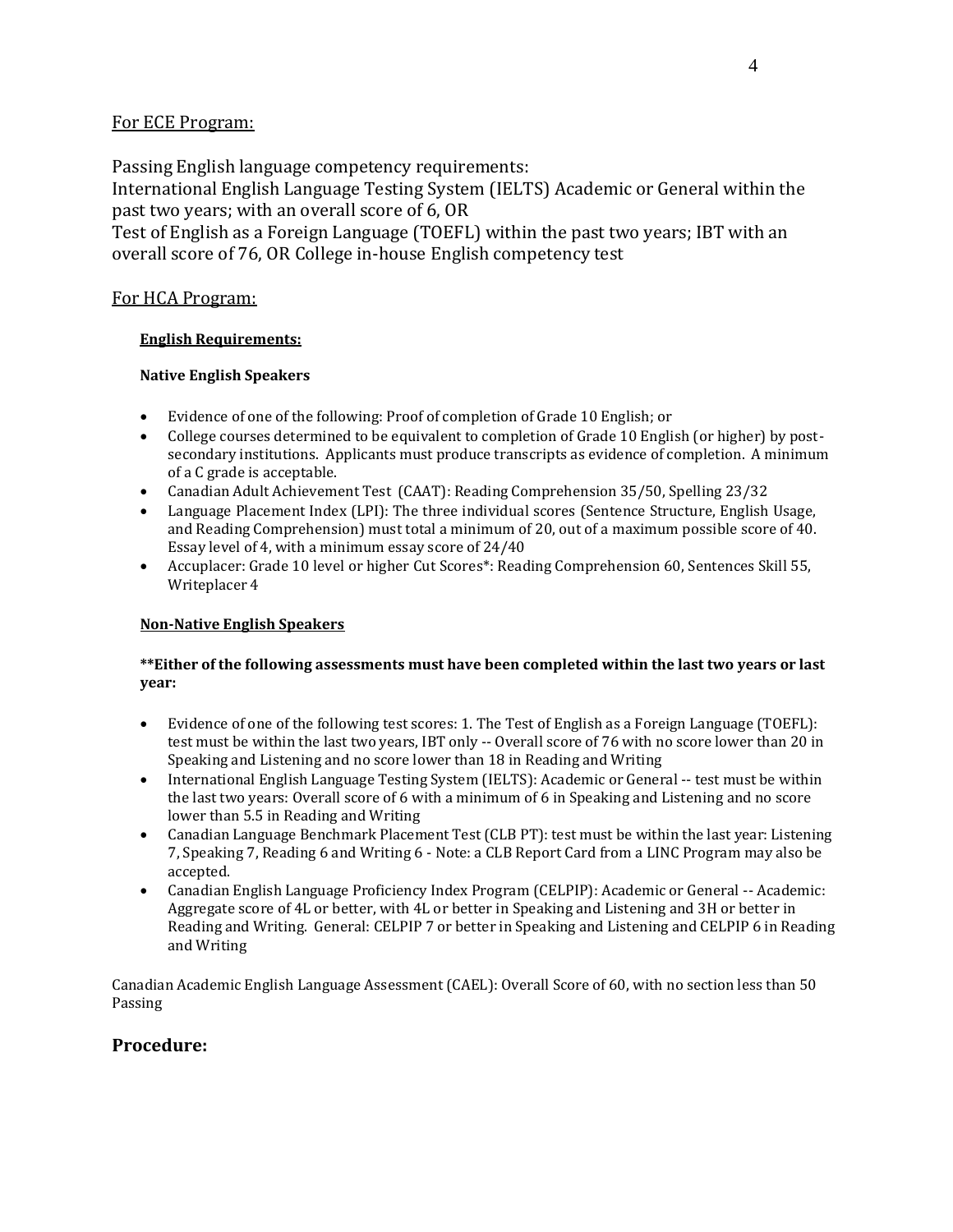For ECE Program:

Passing English language competency requirements:
International English Language Testing System (IELTS) Academic or General within the past two years; with an overall score of 6, OR
Test of English as a Foreign Language (TOEFL) within the past two years; IBT with an overall score of 76, OR College in-house English competency test

For HCA Program:

**English Requirements:**

**Native English Speakers**

- Evidence of one of the following: Proof of completion of Grade 10 English; or
- College courses determined to be equivalent to completion of Grade 10 English (or higher) by post-secondary institutions. Applicants must produce transcripts as evidence of completion. A minimum of a C grade is acceptable.
- Canadian Adult Achievement Test (CAAT): Reading Comprehension 35/50, Spelling 23/32
- Language Placement Index (LPI): The three individual scores (Sentence Structure, English Usage, and Reading Comprehension) must total a minimum of 20, out of a maximum possible score of 40. Essay level of 4, with a minimum essay score of 24/40
- Accuplacer: Grade 10 level or higher Cut Scores*: Reading Comprehension 60, Sentences Skill 55, Writeplacer 4

**Non-Native English Speakers**

****Either of the following assessments must have been completed within the last two years or last year:**

- Evidence of one of the following test scores: 1. The Test of English as a Foreign Language (TOEFL): test must be within the last two years, IBT only -- Overall score of 76 with no score lower than 20 in Speaking and Listening and no score lower than 18 in Reading and Writing
- International English Language Testing System (IELTS): Academic or General -- test must be within the last two years: Overall score of 6 with a minimum of 6 in Speaking and Listening and no score lower than 5.5 in Reading and Writing
- Canadian Language Benchmark Placement Test (CLB PT): test must be within the last year: Listening 7, Speaking 7, Reading 6 and Writing 6 - Note: a CLB Report Card from a LINC Program may also be accepted.
- Canadian English Language Proficiency Index Program (CELPIP): Academic or General -- Academic: Aggregate score of 4L or better, with 4L or better in Speaking and Listening and 3H or better in Reading and Writing. General: CELPIP 7 or better in Speaking and Listening and CELPIP 6 in Reading and Writing

Canadian Academic English Language Assessment (CAEL): Overall Score of 60, with no section less than 50 Passing

## Procedure: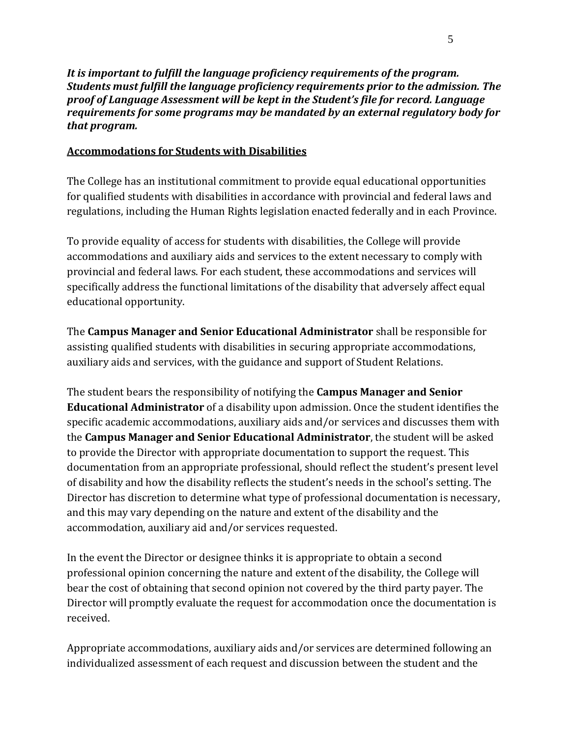***It is important to fulfill the language proficiency requirements of the program. Students must fulfill the language proficiency requirements prior to the admission. The proof of Language Assessment will be kept in the Student's file for record. Language requirements for some programs may be mandated by an external regulatory body for that program.***

**Accommodations for Students with Disabilities**

The College has an institutional commitment to provide equal educational opportunities for qualified students with disabilities in accordance with provincial and federal laws and regulations, including the Human Rights legislation enacted federally and in each Province.

To provide equality of access for students with disabilities, the College will provide accommodations and auxiliary aids and services to the extent necessary to comply with provincial and federal laws. For each student, these accommodations and services will specifically address the functional limitations of the disability that adversely affect equal educational opportunity.

The **Campus Manager and Senior Educational Administrator** shall be responsible for assisting qualified students with disabilities in securing appropriate accommodations, auxiliary aids and services, with the guidance and support of Student Relations.

The student bears the responsibility of notifying the **Campus Manager and Senior Educational Administrator** of a disability upon admission. Once the student identifies the specific academic accommodations, auxiliary aids and/or services and discusses them with the **Campus Manager and Senior Educational Administrator**, the student will be asked to provide the Director with appropriate documentation to support the request. This documentation from an appropriate professional, should reflect the student's present level of disability and how the disability reflects the student's needs in the school's setting. The Director has discretion to determine what type of professional documentation is necessary, and this may vary depending on the nature and extent of the disability and the accommodation, auxiliary aid and/or services requested.

In the event the Director or designee thinks it is appropriate to obtain a second professional opinion concerning the nature and extent of the disability, the College will bear the cost of obtaining that second opinion not covered by the third party payer. The Director will promptly evaluate the request for accommodation once the documentation is received.

Appropriate accommodations, auxiliary aids and/or services are determined following an individualized assessment of each request and discussion between the student and the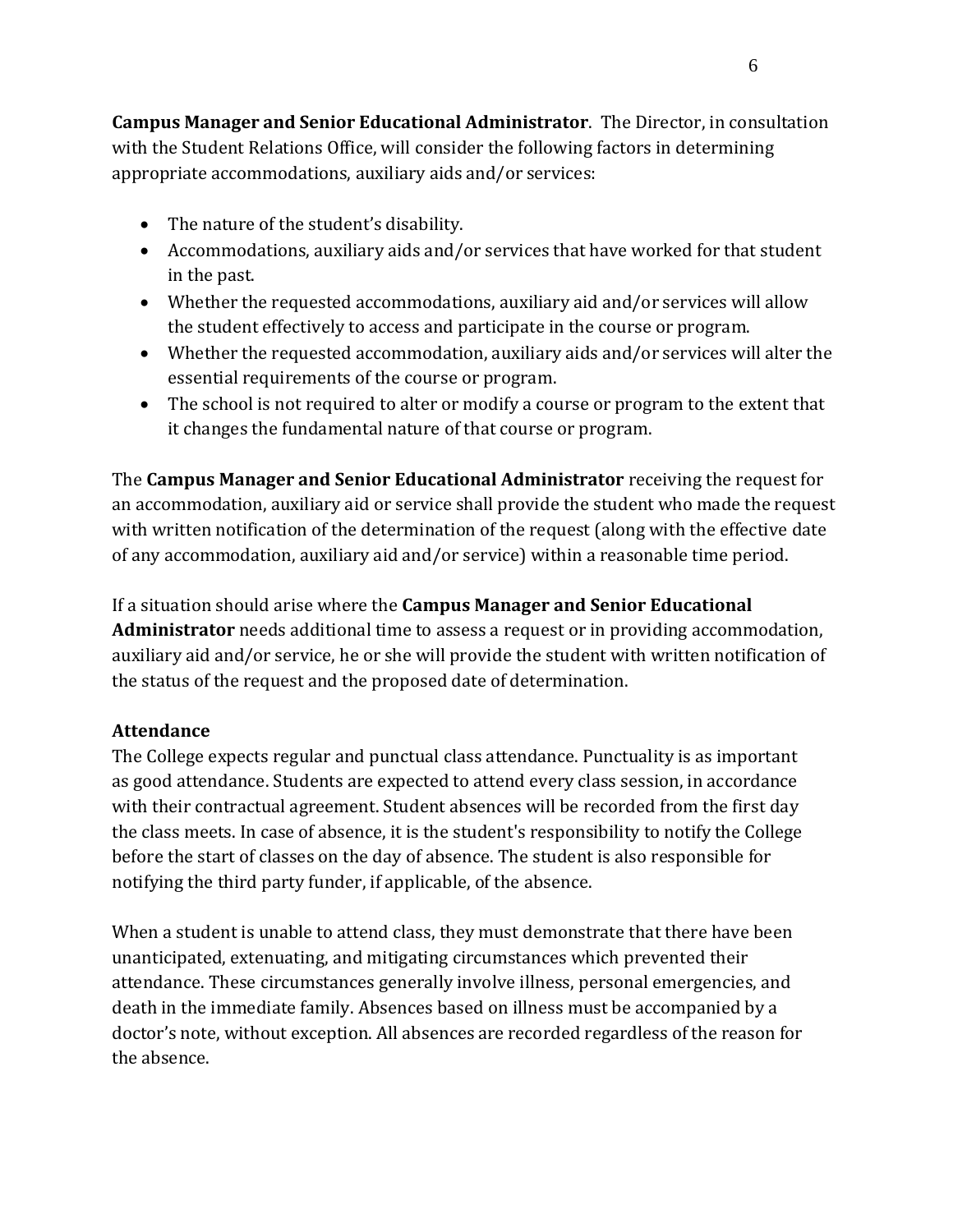**Campus Manager and Senior Educational Administrator**. The Director, in consultation with the Student Relations Office, will consider the following factors in determining appropriate accommodations, auxiliary aids and/or services:

- The nature of the student's disability.
- Accommodations, auxiliary aids and/or services that have worked for that student in the past.
- Whether the requested accommodations, auxiliary aid and/or services will allow the student effectively to access and participate in the course or program.
- Whether the requested accommodation, auxiliary aids and/or services will alter the essential requirements of the course or program.
- The school is not required to alter or modify a course or program to the extent that it changes the fundamental nature of that course or program.

The **Campus Manager and Senior Educational Administrator** receiving the request for an accommodation, auxiliary aid or service shall provide the student who made the request with written notification of the determination of the request (along with the effective date of any accommodation, auxiliary aid and/or service) within a reasonable time period.

If a situation should arise where the **Campus Manager and Senior Educational Administrator** needs additional time to assess a request or in providing accommodation, auxiliary aid and/or service, he or she will provide the student with written notification of the status of the request and the proposed date of determination.

### Attendance

The College expects regular and punctual class attendance. Punctuality is as important as good attendance. Students are expected to attend every class session, in accordance with their contractual agreement. Student absences will be recorded from the first day the class meets. In case of absence, it is the student's responsibility to notify the College before the start of classes on the day of absence. The student is also responsible for notifying the third party funder, if applicable, of the absence.

When a student is unable to attend class, they must demonstrate that there have been unanticipated, extenuating, and mitigating circumstances which prevented their attendance. These circumstances generally involve illness, personal emergencies, and death in the immediate family. Absences based on illness must be accompanied by a doctor's note, without exception. All absences are recorded regardless of the reason for the absence.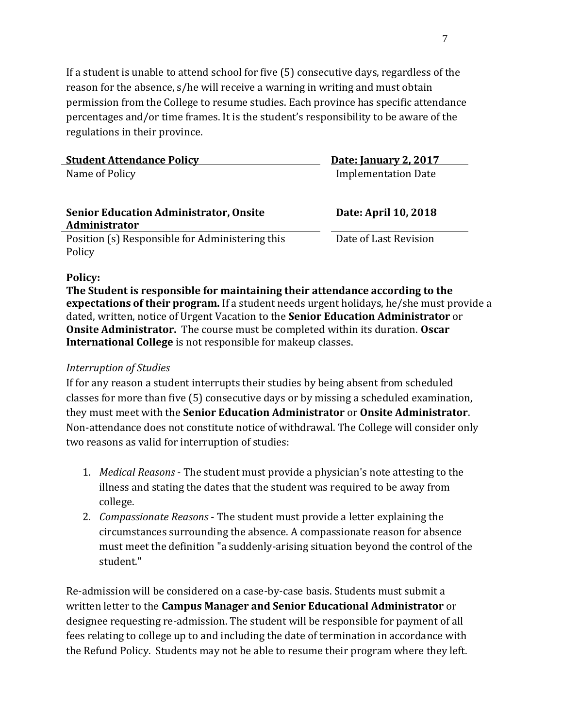If a student is unable to attend school for five (5) consecutive days, regardless of the reason for the absence, s/he will receive a warning in writing and must obtain permission from the College to resume studies. Each province has specific attendance percentages and/or time frames. It is the student's responsibility to be aware of the regulations in their province.

| **Student Attendance Policy** | **Date: January 2, 2017** |
|---|---|
| Name of Policy | Implementation Date |
| **Senior Education Administrator, Onsite Administrator** | **Date: April 10, 2018** |
| Position (s) Responsible for Administering this Policy | Date of Last Revision |

**Policy:**

**The Student is responsible for maintaining their attendance according to the expectations of their program.** If a student needs urgent holidays, he/she must provide a dated, written, notice of Urgent Vacation to the **Senior Education Administrator** or **Onsite Administrator.** The course must be completed within its duration. **Oscar International College** is not responsible for makeup classes.

*Interruption of Studies*

If for any reason a student interrupts their studies by being absent from scheduled classes for more than five (5) consecutive days or by missing a scheduled examination, they must meet with the **Senior Education Administrator** or **Onsite Administrator**. Non-attendance does not constitute notice of withdrawal. The College will consider only two reasons as valid for interruption of studies:

1. *Medical Reasons* - The student must provide a physician's note attesting to the illness and stating the dates that the student was required to be away from college.
2. *Compassionate Reasons* - The student must provide a letter explaining the circumstances surrounding the absence. A compassionate reason for absence must meet the definition "a suddenly-arising situation beyond the control of the student."

Re-admission will be considered on a case-by-case basis. Students must submit a written letter to the **Campus Manager and Senior Educational Administrator** or designee requesting re-admission. The student will be responsible for payment of all fees relating to college up to and including the date of termination in accordance with the Refund Policy. Students may not be able to resume their program where they left.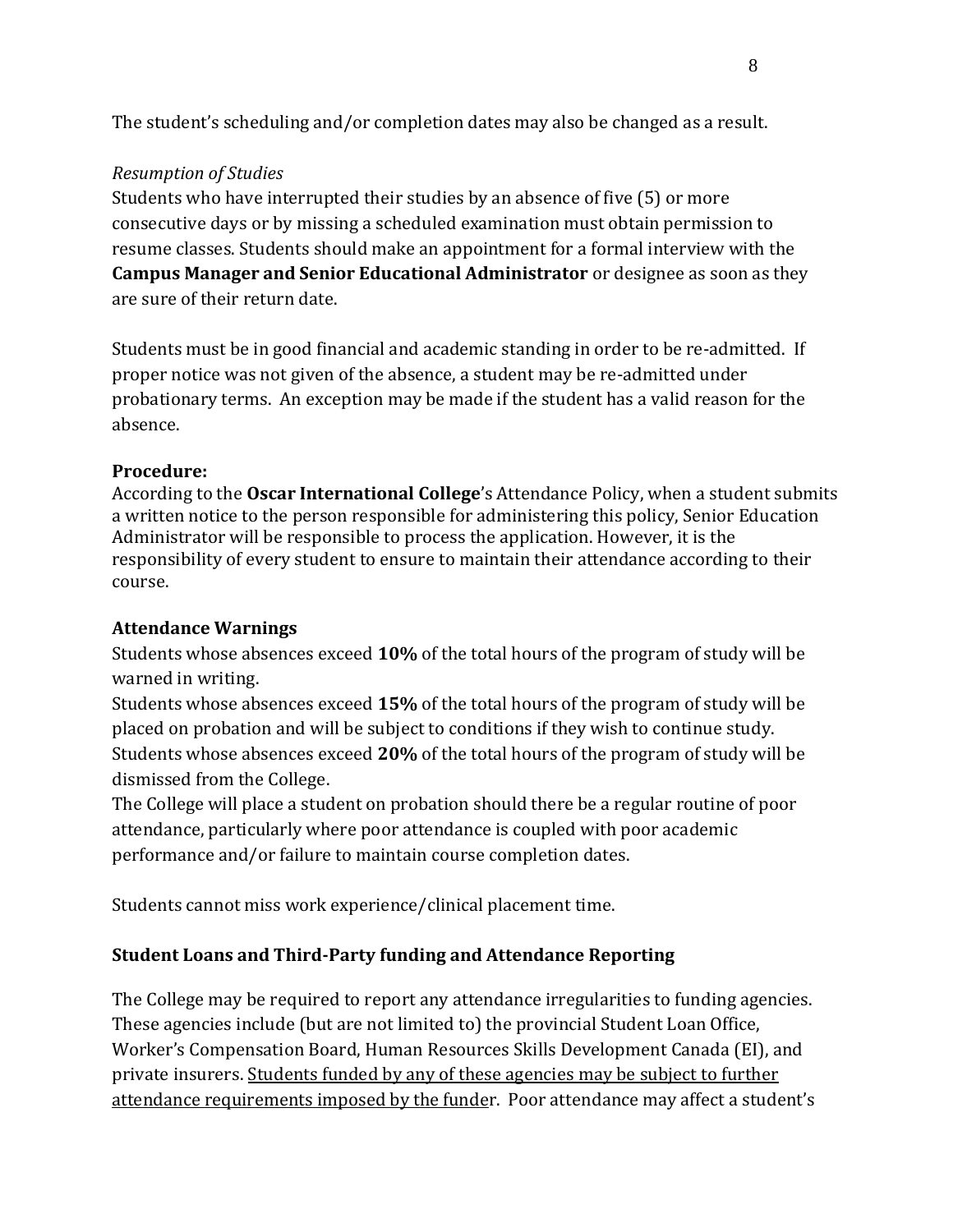The student's scheduling and/or completion dates may also be changed as a result.

*Resumption of Studies*

Students who have interrupted their studies by an absence of five (5) or more consecutive days or by missing a scheduled examination must obtain permission to resume classes. Students should make an appointment for a formal interview with the **Campus Manager and Senior Educational Administrator** or designee as soon as they are sure of their return date.

Students must be in good financial and academic standing in order to be re-admitted. If proper notice was not given of the absence, a student may be re-admitted under probationary terms. An exception may be made if the student has a valid reason for the absence.

**Procedure:**

According to the **Oscar International College**'s Attendance Policy, when a student submits a written notice to the person responsible for administering this policy, Senior Education Administrator will be responsible to process the application. However, it is the responsibility of every student to ensure to maintain their attendance according to their course.

**Attendance Warnings**

Students whose absences exceed **10%** of the total hours of the program of study will be warned in writing.

Students whose absences exceed **15%** of the total hours of the program of study will be placed on probation and will be subject to conditions if they wish to continue study.

Students whose absences exceed **20%** of the total hours of the program of study will be dismissed from the College.

The College will place a student on probation should there be a regular routine of poor attendance, particularly where poor attendance is coupled with poor academic performance and/or failure to maintain course completion dates.

Students cannot miss work experience/clinical placement time.

**Student Loans and Third-Party funding and Attendance Reporting**

The College may be required to report any attendance irregularities to funding agencies. These agencies include (but are not limited to) the provincial Student Loan Office, Worker's Compensation Board, Human Resources Skills Development Canada (EI), and private insurers. <u>Students funded by any of these agencies may be subject to further attendance requirements imposed by the funder</u>. Poor attendance may affect a student's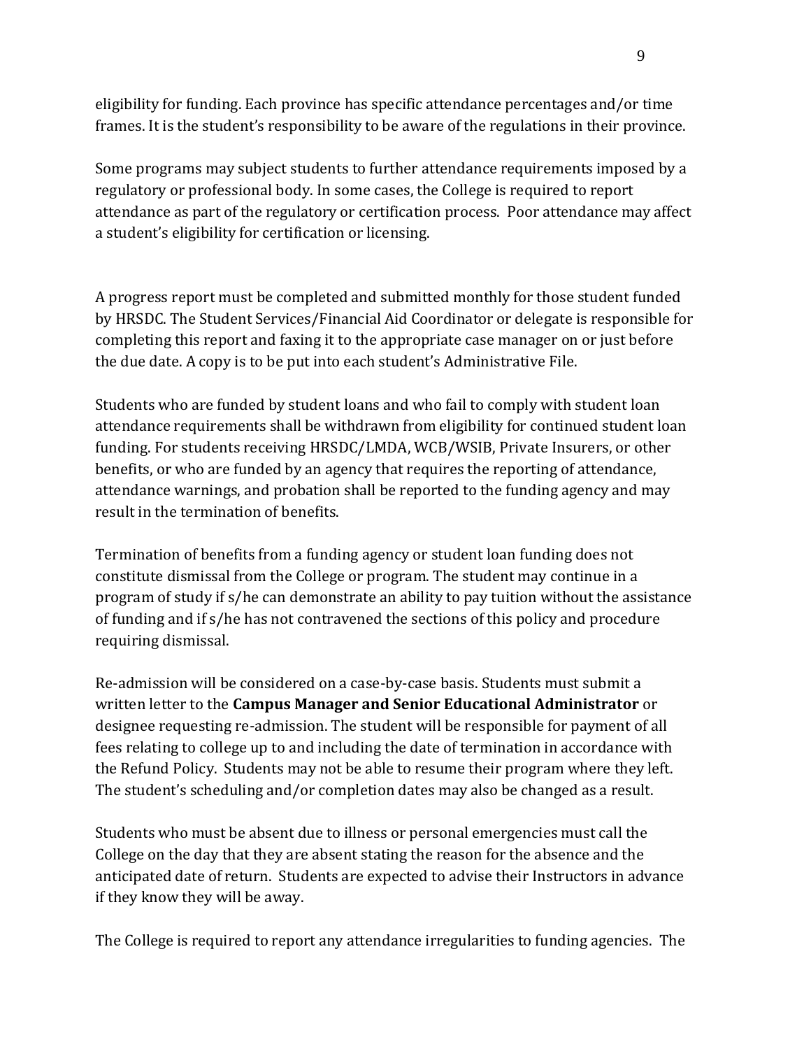eligibility for funding. Each province has specific attendance percentages and/or time frames. It is the student's responsibility to be aware of the regulations in their province.

Some programs may subject students to further attendance requirements imposed by a regulatory or professional body. In some cases, the College is required to report attendance as part of the regulatory or certification process. Poor attendance may affect a student's eligibility for certification or licensing.

A progress report must be completed and submitted monthly for those student funded by HRSDC. The Student Services/Financial Aid Coordinator or delegate is responsible for completing this report and faxing it to the appropriate case manager on or just before the due date. A copy is to be put into each student's Administrative File.

Students who are funded by student loans and who fail to comply with student loan attendance requirements shall be withdrawn from eligibility for continued student loan funding. For students receiving HRSDC/LMDA, WCB/WSIB, Private Insurers, or other benefits, or who are funded by an agency that requires the reporting of attendance, attendance warnings, and probation shall be reported to the funding agency and may result in the termination of benefits.

Termination of benefits from a funding agency or student loan funding does not constitute dismissal from the College or program. The student may continue in a program of study if s/he can demonstrate an ability to pay tuition without the assistance of funding and if s/he has not contravened the sections of this policy and procedure requiring dismissal.

Re-admission will be considered on a case-by-case basis. Students must submit a written letter to the **Campus Manager and Senior Educational Administrator** or designee requesting re-admission. The student will be responsible for payment of all fees relating to college up to and including the date of termination in accordance with the Refund Policy. Students may not be able to resume their program where they left. The student's scheduling and/or completion dates may also be changed as a result.

Students who must be absent due to illness or personal emergencies must call the College on the day that they are absent stating the reason for the absence and the anticipated date of return. Students are expected to advise their Instructors in advance if they know they will be away.

The College is required to report any attendance irregularities to funding agencies. The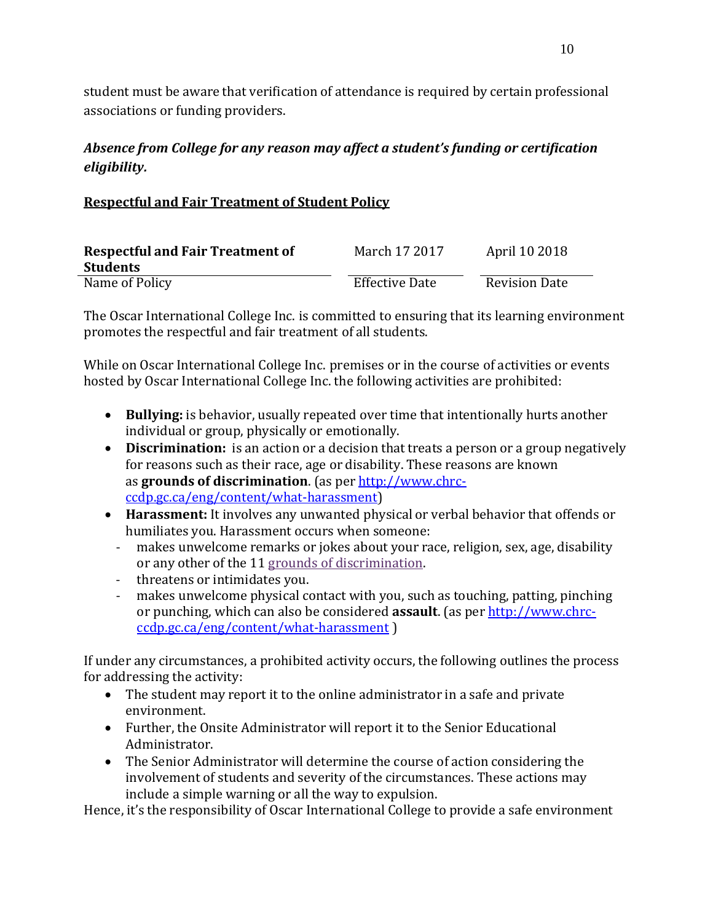student must be aware that verification of attendance is required by certain professional associations or funding providers.

***Absence from College for any reason may affect a student's funding or certification eligibility.***

**Respectful and Fair Treatment of Student Policy**

| **Respectful and Fair Treatment of Students** | March 17 2017 | April 10 2018 |
|---|---|---|
| Name of Policy | Effective Date | Revision Date |

The Oscar International College Inc. is committed to ensuring that its learning environment promotes the respectful and fair treatment of all students.

While on Oscar International College Inc. premises or in the course of activities or events hosted by Oscar International College Inc. the following activities are prohibited:

- **Bullying:** is behavior, usually repeated over time that intentionally hurts another individual or group, physically or emotionally.
- **Discrimination:** is an action or a decision that treats a person or a group negatively for reasons such as their race, age or disability. These reasons are known as **grounds of discrimination**. (as per [http://www.chrc-ccdp.gc.ca/eng/content/what-harassment](http://www.chrc-ccdp.gc.ca/eng/content/what-harassment))
- **Harassment:** It involves any unwanted physical or verbal behavior that offends or humiliates you. Harassment occurs when someone:
  - makes unwelcome remarks or jokes about your race, religion, sex, age, disability or any other of the 11 grounds of discrimination.
  - threatens or intimidates you.
  - makes unwelcome physical contact with you, such as touching, patting, pinching or punching, which can also be considered **assault**. (as per [http://www.chrc-ccdp.gc.ca/eng/content/what-harassment](http://www.chrc-ccdp.gc.ca/eng/content/what-harassment) )

If under any circumstances, a prohibited activity occurs, the following outlines the process for addressing the activity:

- The student may report it to the online administrator in a safe and private environment.
- Further, the Onsite Administrator will report it to the Senior Educational Administrator.
- The Senior Administrator will determine the course of action considering the involvement of students and severity of the circumstances. These actions may include a simple warning or all the way to expulsion.

Hence, it's the responsibility of Oscar International College to provide a safe environment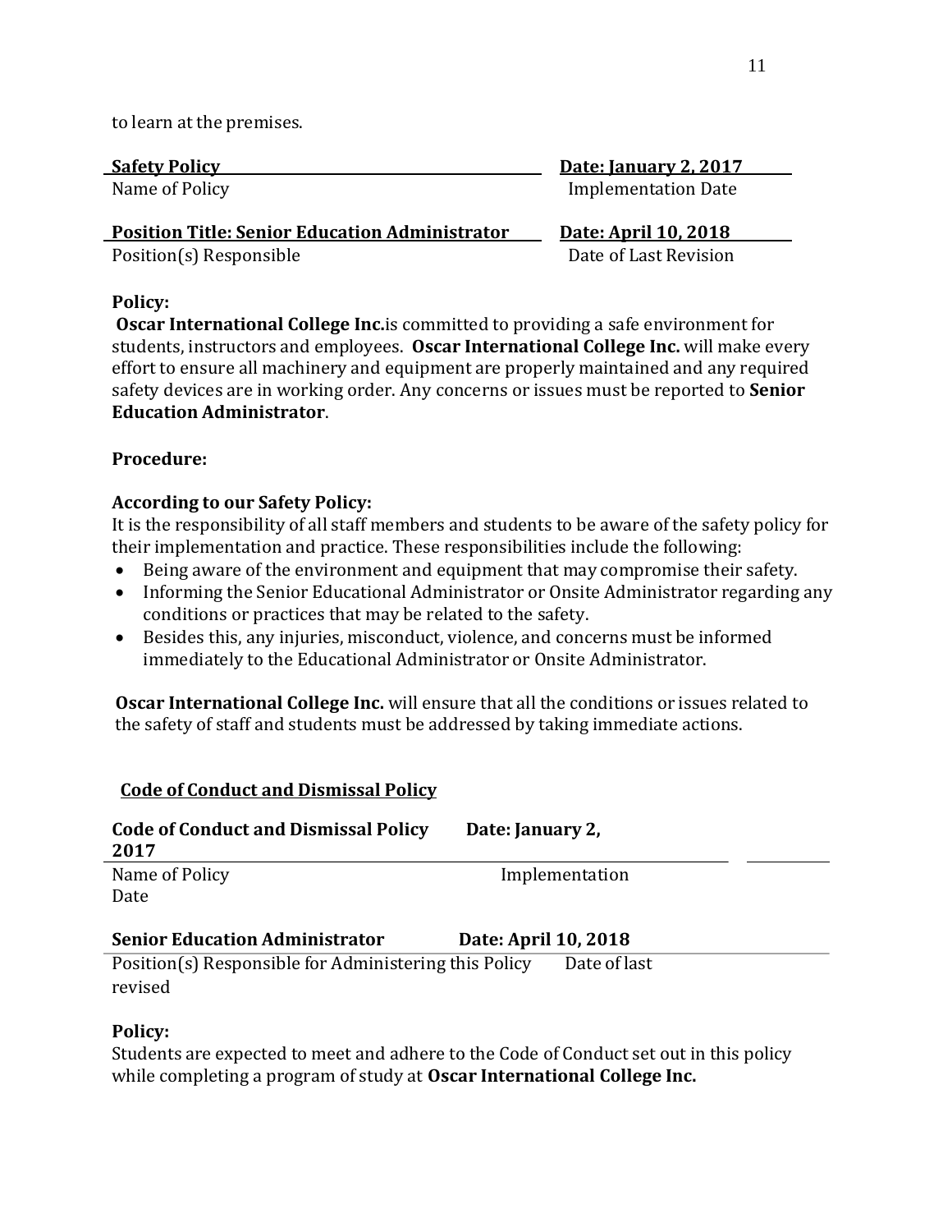to learn at the premises.

| **Safety Policy** | **Date: January 2, 2017** |
|---|---|
| Name of Policy | Implementation Date |
| **Position Title: Senior Education Administrator** | **Date: April 10, 2018** |
| Position(s) Responsible | Date of Last Revision |

**Policy:**

**Oscar International College Inc.**is committed to providing a safe environment for students, instructors and employees. **Oscar International College Inc.** will make every effort to ensure all machinery and equipment are properly maintained and any required safety devices are in working order. Any concerns or issues must be reported to **Senior Education Administrator**.

**Procedure:**

**According to our Safety Policy:**

It is the responsibility of all staff members and students to be aware of the safety policy for their implementation and practice. These responsibilities include the following:

- Being aware of the environment and equipment that may compromise their safety.
- Informing the Senior Educational Administrator or Onsite Administrator regarding any conditions or practices that may be related to the safety.
- Besides this, any injuries, misconduct, violence, and concerns must be informed immediately to the Educational Administrator or Onsite Administrator.

**Oscar International College Inc.** will ensure that all the conditions or issues related to the safety of staff and students must be addressed by taking immediate actions.

## Code of Conduct and Dismissal Policy

| **Code of Conduct and Dismissal Policy** | **Date: January 2, 2017** |
|---|---|
| Name of Policy | Implementation Date |
| **Senior Education Administrator** | **Date: April 10, 2018** |
| Position(s) Responsible for Administering this Policy | Date of last revised |

**Policy:**

Students are expected to meet and adhere to the Code of Conduct set out in this policy while completing a program of study at **Oscar International College Inc.**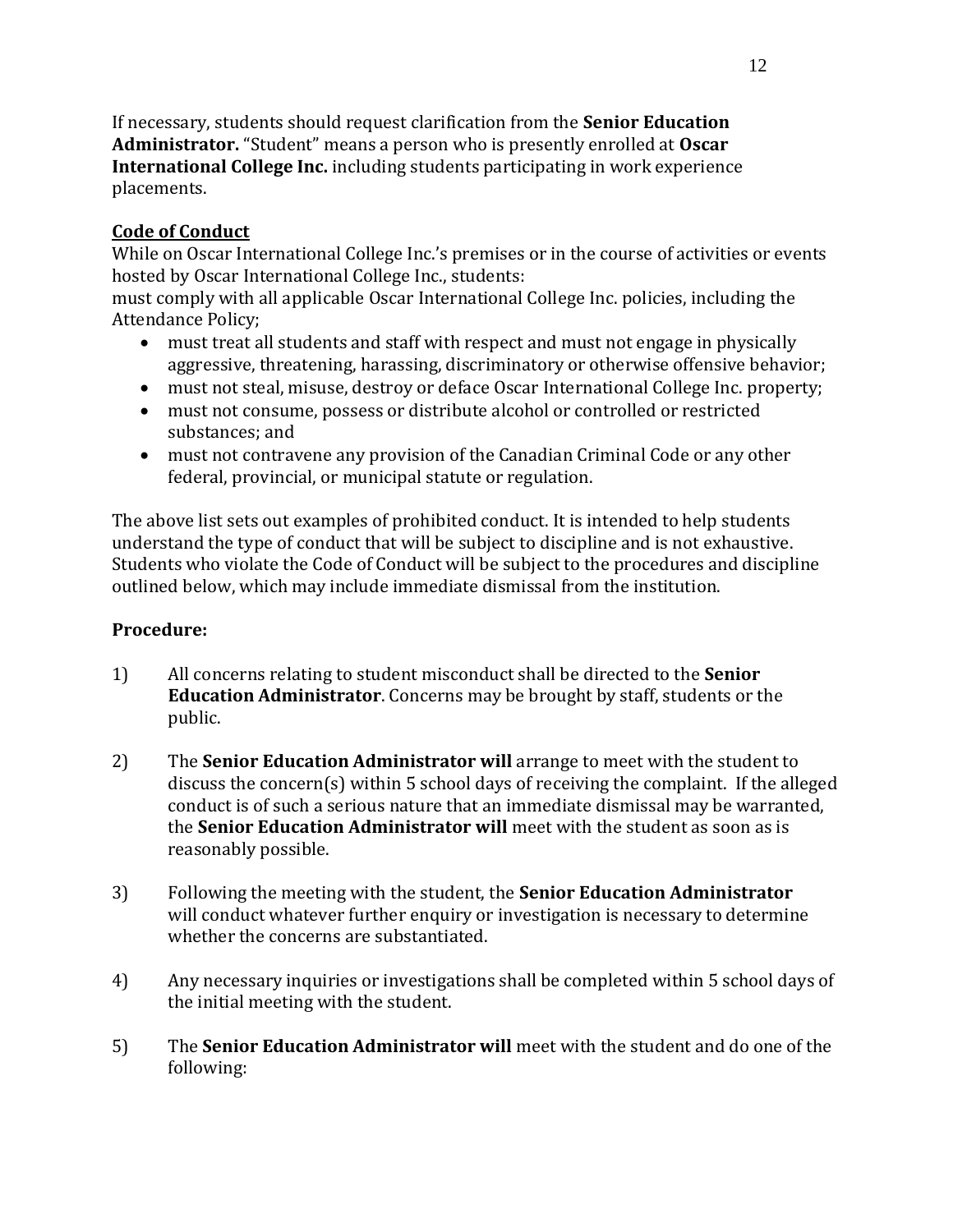If necessary, students should request clarification from the **Senior Education Administrator.** "Student" means a person who is presently enrolled at **Oscar International College Inc.** including students participating in work experience placements.

**Code of Conduct**

While on Oscar International College Inc.'s premises or in the course of activities or events hosted by Oscar International College Inc., students:

must comply with all applicable Oscar International College Inc. policies, including the Attendance Policy;

- must treat all students and staff with respect and must not engage in physically aggressive, threatening, harassing, discriminatory or otherwise offensive behavior;
- must not steal, misuse, destroy or deface Oscar International College Inc. property;
- must not consume, possess or distribute alcohol or controlled or restricted substances; and
- must not contravene any provision of the Canadian Criminal Code or any other federal, provincial, or municipal statute or regulation.

The above list sets out examples of prohibited conduct. It is intended to help students understand the type of conduct that will be subject to discipline and is not exhaustive. Students who violate the Code of Conduct will be subject to the procedures and discipline outlined below, which may include immediate dismissal from the institution.

**Procedure:**

1) All concerns relating to student misconduct shall be directed to the **Senior Education Administrator**. Concerns may be brought by staff, students or the public.

2) The **Senior Education Administrator will** arrange to meet with the student to discuss the concern(s) within 5 school days of receiving the complaint. If the alleged conduct is of such a serious nature that an immediate dismissal may be warranted, the **Senior Education Administrator will** meet with the student as soon as is reasonably possible.

3) Following the meeting with the student, the **Senior Education Administrator** will conduct whatever further enquiry or investigation is necessary to determine whether the concerns are substantiated.

4) Any necessary inquiries or investigations shall be completed within 5 school days of the initial meeting with the student.

5) The **Senior Education Administrator will** meet with the student and do one of the following: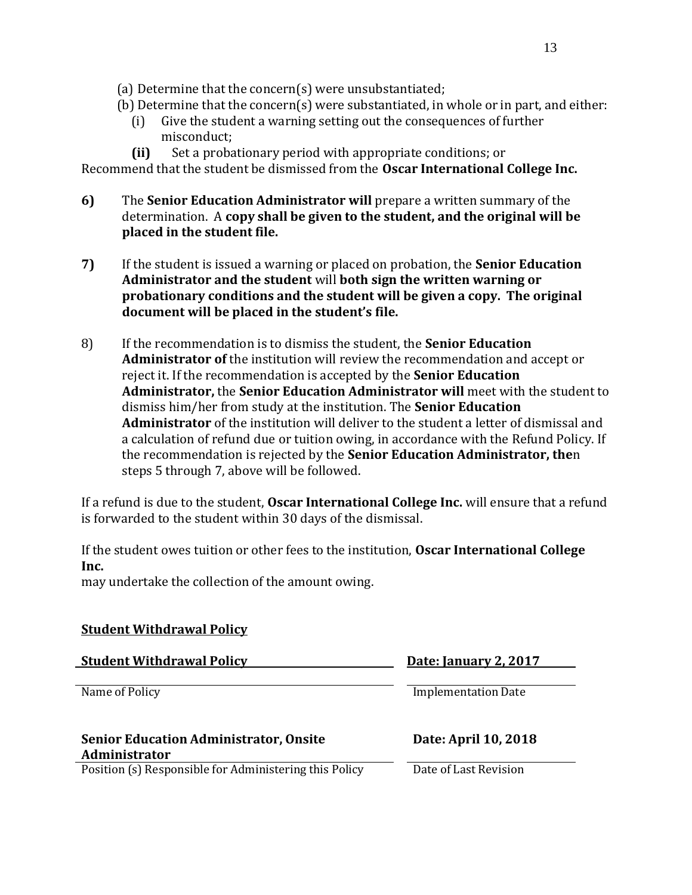(a) Determine that the concern(s) were unsubstantiated;

(b) Determine that the concern(s) were substantiated, in whole or in part, and either:

   (i) Give the student a warning setting out the consequences of further misconduct;

   **(ii)** Set a probationary period with appropriate conditions; or

Recommend that the student be dismissed from the **Oscar International College Inc.**

**6)** The **Senior Education Administrator will** prepare a written summary of the determination. A **copy shall be given to the student, and the original will be placed in the student file.**

**7)** If the student is issued a warning or placed on probation, the **Senior Education Administrator and the student** will **both sign the written warning or probationary conditions and the student will be given a copy. The original document will be placed in the student's file.**

8) If the recommendation is to dismiss the student, the **Senior Education Administrator of** the institution will review the recommendation and accept or reject it. If the recommendation is accepted by the **Senior Education Administrator,** the **Senior Education Administrator will** meet with the student to dismiss him/her from study at the institution. The **Senior Education Administrator** of the institution will deliver to the student a letter of dismissal and a calculation of refund due or tuition owing, in accordance with the Refund Policy. If the recommendation is rejected by the **Senior Education Administrator, the**n steps 5 through 7, above will be followed.

If a refund is due to the student, **Oscar International College Inc.** will ensure that a refund is forwarded to the student within 30 days of the dismissal.

If the student owes tuition or other fees to the institution, **Oscar International College Inc.**
may undertake the collection of the amount owing.

## Student Withdrawal Policy

| **Student Withdrawal Policy** | **Date: January 2, 2017** |
|---|---|
| Name of Policy | Implementation Date |
| **Senior Education Administrator, Onsite Administrator** | **Date: April 10, 2018** |
| Position (s) Responsible for Administering this Policy | Date of Last Revision |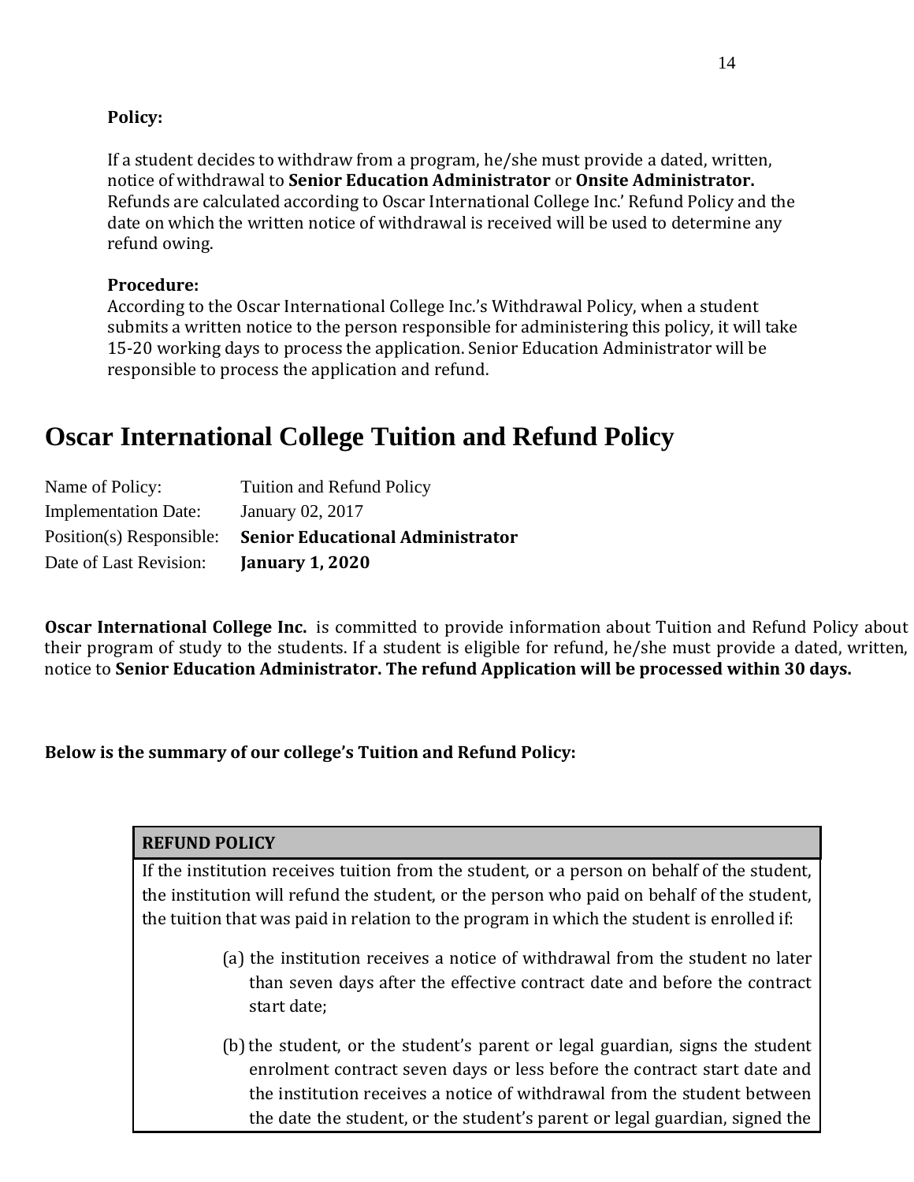**Policy:**

If a student decides to withdraw from a program, he/she must provide a dated, written, notice of withdrawal to **Senior Education Administrator** or **Onsite Administrator.** Refunds are calculated according to Oscar International College Inc.' Refund Policy and the date on which the written notice of withdrawal is received will be used to determine any refund owing.

**Procedure:**
According to the Oscar International College Inc.'s Withdrawal Policy, when a student submits a written notice to the person responsible for administering this policy, it will take 15-20 working days to process the application. Senior Education Administrator will be responsible to process the application and refund.

# Oscar International College Tuition and Refund Policy

| | |
|---|---|
| Name of Policy: | Tuition and Refund Policy |
| Implementation Date: | January 02, 2017 |
| Position(s) Responsible: | **Senior Educational Administrator** |
| Date of Last Revision: | **January 1, 2020** |

**Oscar International College Inc.** is committed to provide information about Tuition and Refund Policy about their program of study to the students. If a student is eligible for refund, he/she must provide a dated, written, notice to **Senior Education Administrator. The refund Application will be processed within 30 days.**

**Below is the summary of our college's Tuition and Refund Policy:**

| REFUND POLICY |
|---|
| If the institution receives tuition from the student, or a person on behalf of the student, the institution will refund the student, or the person who paid on behalf of the student, the tuition that was paid in relation to the program in which the student is enrolled if:<br><br>(a) the institution receives a notice of withdrawal from the student no later than seven days after the effective contract date and before the contract start date;<br><br>(b) the student, or the student's parent or legal guardian, signs the student enrolment contract seven days or less before the contract start date and the institution receives a notice of withdrawal from the student between the date the student, or the student's parent or legal guardian, signed the |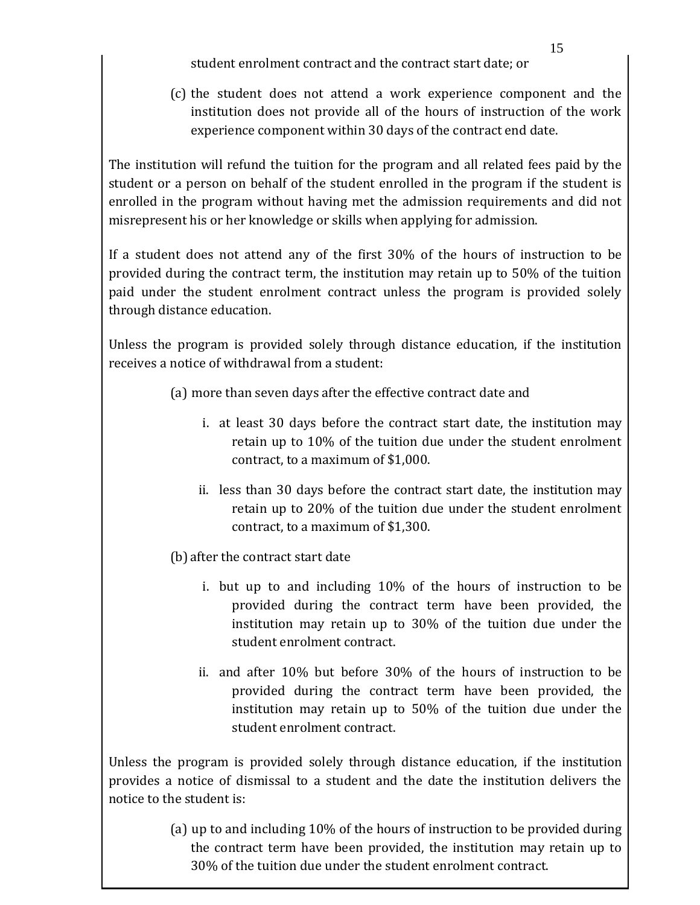student enrolment contract and the contract start date; or

(c) the student does not attend a work experience component and the institution does not provide all of the hours of instruction of the work experience component within 30 days of the contract end date.

The institution will refund the tuition for the program and all related fees paid by the student or a person on behalf of the student enrolled in the program if the student is enrolled in the program without having met the admission requirements and did not misrepresent his or her knowledge or skills when applying for admission.

If a student does not attend any of the first 30% of the hours of instruction to be provided during the contract term, the institution may retain up to 50% of the tuition paid under the student enrolment contract unless the program is provided solely through distance education.

Unless the program is provided solely through distance education, if the institution receives a notice of withdrawal from a student:

(a) more than seven days after the effective contract date and

   i. at least 30 days before the contract start date, the institution may retain up to 10% of the tuition due under the student enrolment contract, to a maximum of $1,000.

   ii. less than 30 days before the contract start date, the institution may retain up to 20% of the tuition due under the student enrolment contract, to a maximum of $1,300.

(b) after the contract start date

   i. but up to and including 10% of the hours of instruction to be provided during the contract term have been provided, the institution may retain up to 30% of the tuition due under the student enrolment contract.

   ii. and after 10% but before 30% of the hours of instruction to be provided during the contract term have been provided, the institution may retain up to 50% of the tuition due under the student enrolment contract.

Unless the program is provided solely through distance education, if the institution provides a notice of dismissal to a student and the date the institution delivers the notice to the student is:

(a) up to and including 10% of the hours of instruction to be provided during the contract term have been provided, the institution may retain up to 30% of the tuition due under the student enrolment contract.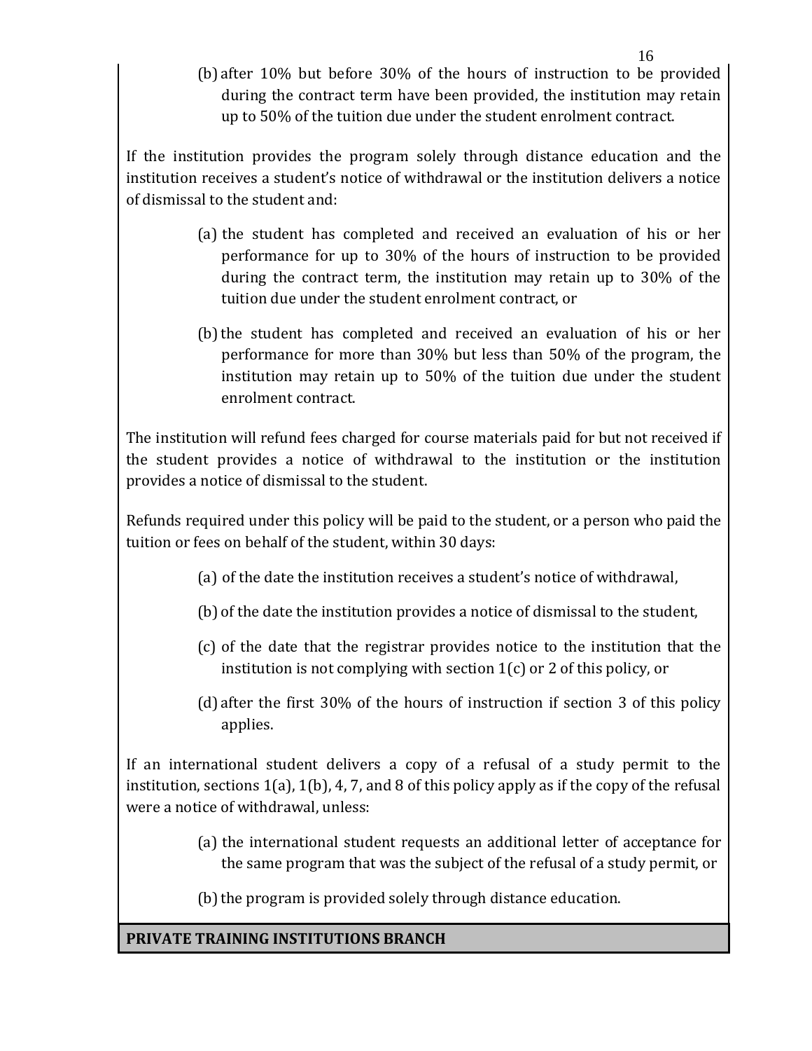(b) after 10% but before 30% of the hours of instruction to be provided during the contract term have been provided, the institution may retain up to 50% of the tuition due under the student enrolment contract.

If the institution provides the program solely through distance education and the institution receives a student's notice of withdrawal or the institution delivers a notice of dismissal to the student and:

(a) the student has completed and received an evaluation of his or her performance for up to 30% of the hours of instruction to be provided during the contract term, the institution may retain up to 30% of the tuition due under the student enrolment contract, or

(b) the student has completed and received an evaluation of his or her performance for more than 30% but less than 50% of the program, the institution may retain up to 50% of the tuition due under the student enrolment contract.

The institution will refund fees charged for course materials paid for but not received if the student provides a notice of withdrawal to the institution or the institution provides a notice of dismissal to the student.

Refunds required under this policy will be paid to the student, or a person who paid the tuition or fees on behalf of the student, within 30 days:

(a) of the date the institution receives a student's notice of withdrawal,

(b) of the date the institution provides a notice of dismissal to the student,

(c) of the date that the registrar provides notice to the institution that the institution is not complying with section 1(c) or 2 of this policy, or

(d) after the first 30% of the hours of instruction if section 3 of this policy applies.

If an international student delivers a copy of a refusal of a study permit to the institution, sections 1(a), 1(b), 4, 7, and 8 of this policy apply as if the copy of the refusal were a notice of withdrawal, unless:

(a) the international student requests an additional letter of acceptance for the same program that was the subject of the refusal of a study permit, or

(b) the program is provided solely through distance education.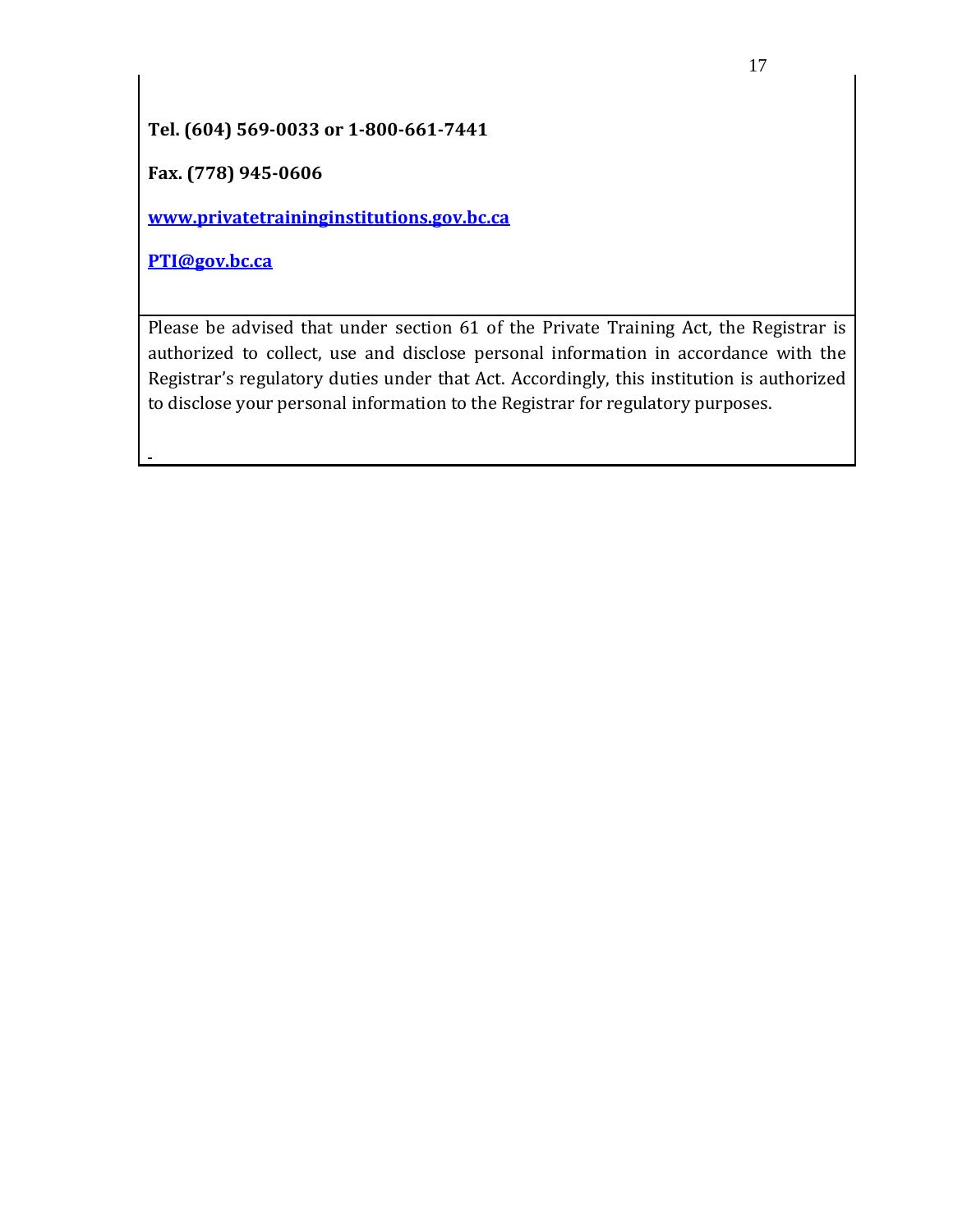**Tel. (604) 569-0033 or 1-800-661-7441**

**Fax. (778) 945-0606**

**[www.privatetraininginstitutions.gov.bc.ca](http://www.privatetraininginstitutions.gov.bc.ca)**

**[PTI@gov.bc.ca](mailto:PTI@gov.bc.ca)**

Please be advised that under section 61 of the Private Training Act, the Registrar is authorized to collect, use and disclose personal information in accordance with the Registrar's regulatory duties under that Act. Accordingly, this institution is authorized to disclose your personal information to the Registrar for regulatory purposes.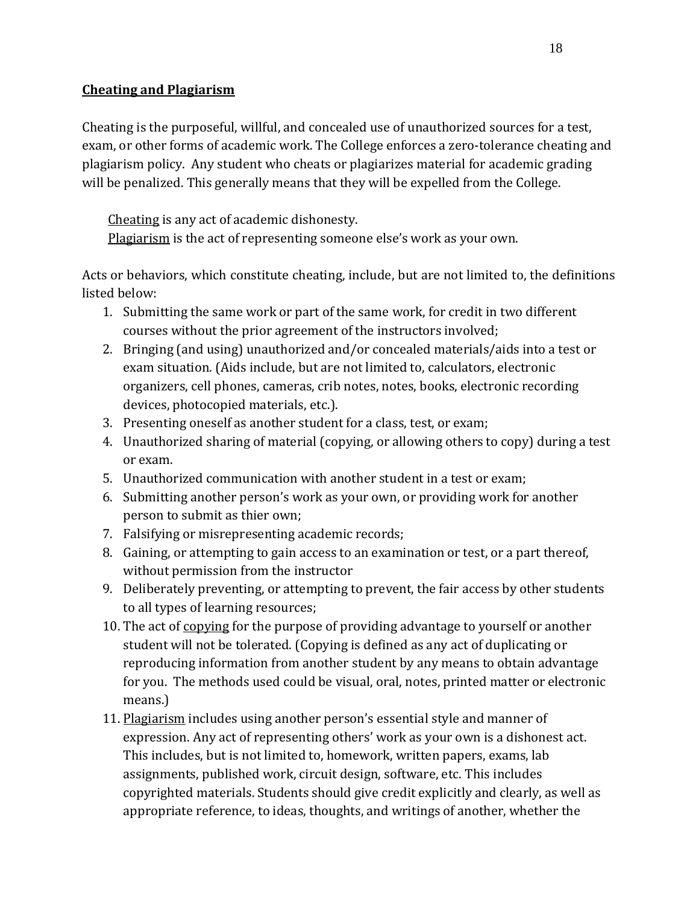**Cheating and Plagiarism**

Cheating is the purposeful, willful, and concealed use of unauthorized sources for a test, exam, or other forms of academic work. The College enforces a zero-tolerance cheating and plagiarism policy. Any student who cheats or plagiarizes material for academic grading will be penalized. This generally means that they will be expelled from the College.

<u>Cheating</u> is any act of academic dishonesty.
<u>Plagiarism</u> is the act of representing someone else's work as your own.

Acts or behaviors, which constitute cheating, include, but are not limited to, the definitions listed below:

1. Submitting the same work or part of the same work, for credit in two different courses without the prior agreement of the instructors involved;
2. Bringing (and using) unauthorized and/or concealed materials/aids into a test or exam situation. (Aids include, but are not limited to, calculators, electronic organizers, cell phones, cameras, crib notes, notes, books, electronic recording devices, photocopied materials, etc.).
3. Presenting oneself as another student for a class, test, or exam;
4. Unauthorized sharing of material (copying, or allowing others to copy) during a test or exam.
5. Unauthorized communication with another student in a test or exam;
6. Submitting another person's work as your own, or providing work for another person to submit as thier own;
7. Falsifying or misrepresenting academic records;
8. Gaining, or attempting to gain access to an examination or test, or a part thereof, without permission from the instructor
9. Deliberately preventing, or attempting to prevent, the fair access by other students to all types of learning resources;
10. The act of <u>copying</u> for the purpose of providing advantage to yourself or another student will not be tolerated. (Copying is defined as any act of duplicating or reproducing information from another student by any means to obtain advantage for you. The methods used could be visual, oral, notes, printed matter or electronic means.)
11. <u>Plagiarism</u> includes using another person's essential style and manner of expression. Any act of representing others' work as your own is a dishonest act. This includes, but is not limited to, homework, written papers, exams, lab assignments, published work, circuit design, software, etc. This includes copyrighted materials. Students should give credit explicitly and clearly, as well as appropriate reference, to ideas, thoughts, and writings of another, whether the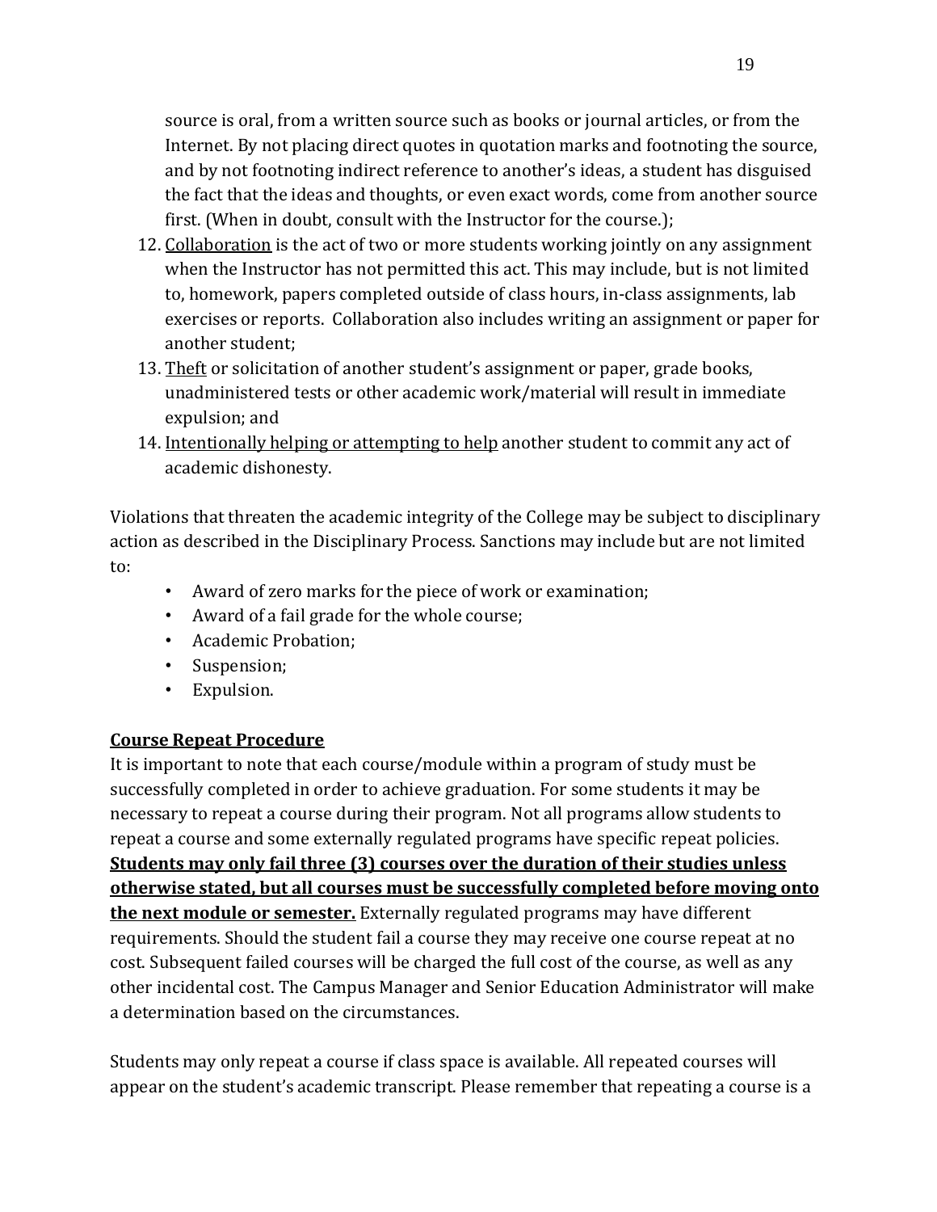source is oral, from a written source such as books or journal articles, or from the Internet. By not placing direct quotes in quotation marks and footnoting the source, and by not footnoting indirect reference to another's ideas, a student has disguised the fact that the ideas and thoughts, or even exact words, come from another source first. (When in doubt, consult with the Instructor for the course.);

12. Collaboration is the act of two or more students working jointly on any assignment when the Instructor has not permitted this act. This may include, but is not limited to, homework, papers completed outside of class hours, in-class assignments, lab exercises or reports. Collaboration also includes writing an assignment or paper for another student;
13. Theft or solicitation of another student's assignment or paper, grade books, unadministered tests or other academic work/material will result in immediate expulsion; and
14. Intentionally helping or attempting to help another student to commit any act of academic dishonesty.

Violations that threaten the academic integrity of the College may be subject to disciplinary action as described in the Disciplinary Process. Sanctions may include but are not limited to:

- Award of zero marks for the piece of work or examination;
- Award of a fail grade for the whole course;
- Academic Probation;
- Suspension;
- Expulsion.

**Course Repeat Procedure**

It is important to note that each course/module within a program of study must be successfully completed in order to achieve graduation. For some students it may be necessary to repeat a course during their program. Not all programs allow students to repeat a course and some externally regulated programs have specific repeat policies. **Students may only fail three (3) courses over the duration of their studies unless otherwise stated, but all courses must be successfully completed before moving onto the next module or semester.** Externally regulated programs may have different requirements. Should the student fail a course they may receive one course repeat at no cost. Subsequent failed courses will be charged the full cost of the course, as well as any other incidental cost. The Campus Manager and Senior Education Administrator will make a determination based on the circumstances.

Students may only repeat a course if class space is available. All repeated courses will appear on the student's academic transcript. Please remember that repeating a course is a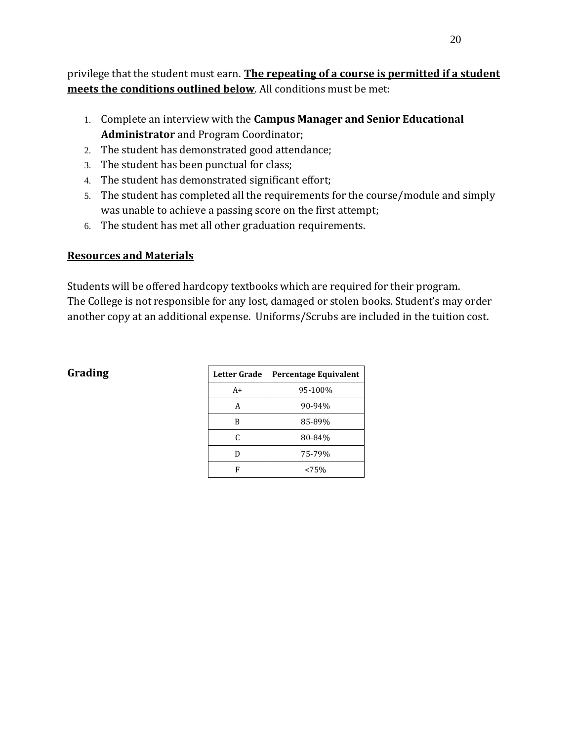privilege that the student must earn. **The repeating of a course is permitted if a student meets the conditions outlined below**. All conditions must be met:

1. Complete an interview with the **Campus Manager and Senior Educational Administrator** and Program Coordinator;
2. The student has demonstrated good attendance;
3. The student has been punctual for class;
4. The student has demonstrated significant effort;
5. The student has completed all the requirements for the course/module and simply was unable to achieve a passing score on the first attempt;
6. The student has met all other graduation requirements.

## Resources and Materials

Students will be offered hardcopy textbooks which are required for their program. The College is not responsible for any lost, damaged or stolen books. Student's may order another copy at an additional expense. Uniforms/Scrubs are included in the tuition cost.

## Grading

| Letter Grade | Percentage Equivalent |
|---|---|
| A+ | 95-100% |
| A | 90-94% |
| B | 85-89% |
| C | 80-84% |
| D | 75-79% |
| F | <75% |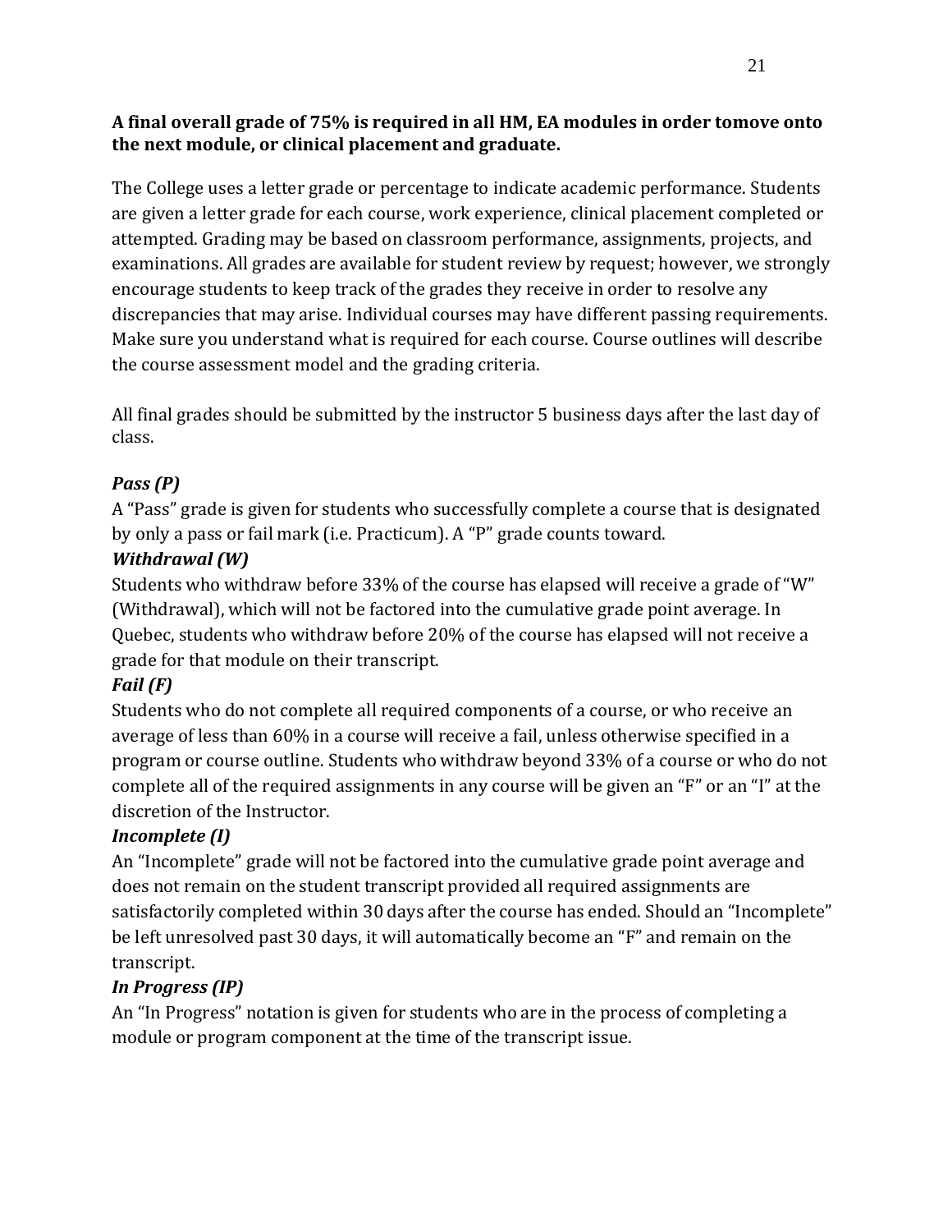**A final overall grade of 75% is required in all HM, EA modules in order tomove onto the next module, or clinical placement and graduate.**

The College uses a letter grade or percentage to indicate academic performance. Students are given a letter grade for each course, work experience, clinical placement completed or attempted. Grading may be based on classroom performance, assignments, projects, and examinations. All grades are available for student review by request; however, we strongly encourage students to keep track of the grades they receive in order to resolve any discrepancies that may arise. Individual courses may have different passing requirements. Make sure you understand what is required for each course. Course outlines will describe the course assessment model and the grading criteria.

All final grades should be submitted by the instructor 5 business days after the last day of class.

***Pass (P)***
A "Pass" grade is given for students who successfully complete a course that is designated by only a pass or fail mark (i.e. Practicum). A "P" grade counts toward.

***Withdrawal (W)***
Students who withdraw before 33% of the course has elapsed will receive a grade of "W" (Withdrawal), which will not be factored into the cumulative grade point average. In Quebec, students who withdraw before 20% of the course has elapsed will not receive a grade for that module on their transcript.

***Fail (F)***
Students who do not complete all required components of a course, or who receive an average of less than 60% in a course will receive a fail, unless otherwise specified in a program or course outline. Students who withdraw beyond 33% of a course or who do not complete all of the required assignments in any course will be given an "F" or an "I" at the discretion of the Instructor.

***Incomplete (I)***
An "Incomplete" grade will not be factored into the cumulative grade point average and does not remain on the student transcript provided all required assignments are satisfactorily completed within 30 days after the course has ended. Should an "Incomplete" be left unresolved past 30 days, it will automatically become an "F" and remain on the transcript.

***In Progress (IP)***
An "In Progress" notation is given for students who are in the process of completing a module or program component at the time of the transcript issue.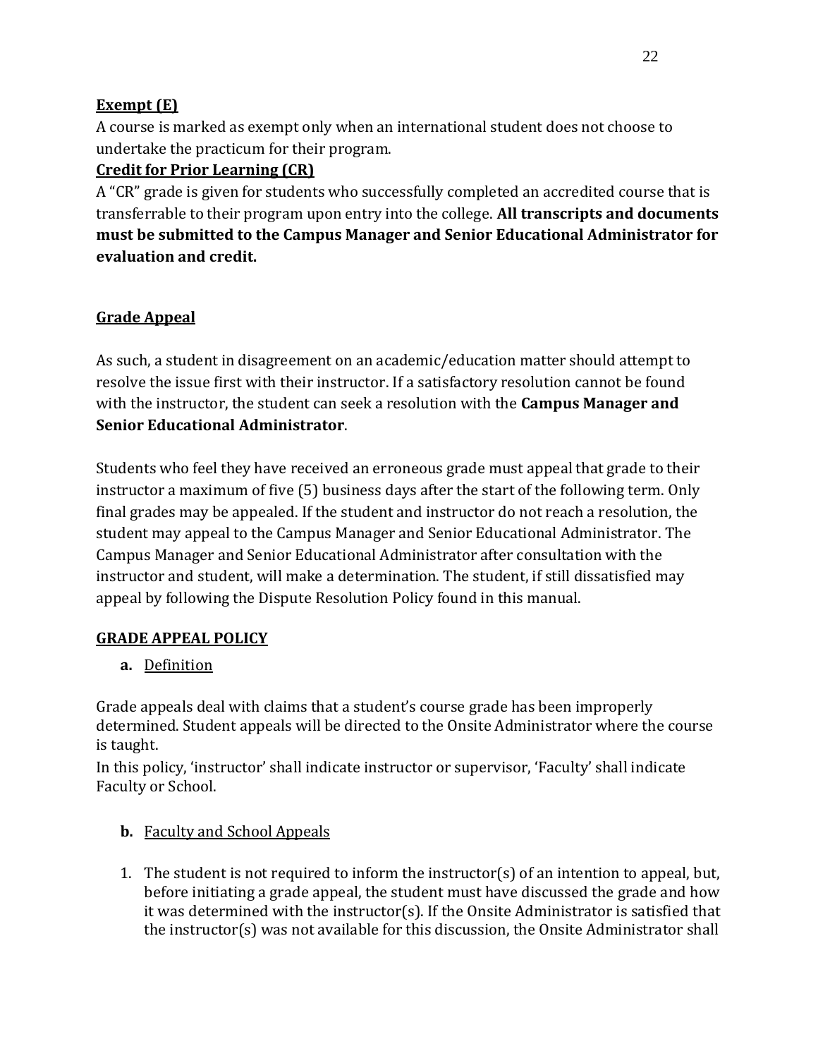**Exempt (E)**

A course is marked as exempt only when an international student does not choose to undertake the practicum for their program.

**Credit for Prior Learning (CR)**

A "CR" grade is given for students who successfully completed an accredited course that is transferrable to their program upon entry into the college. **All transcripts and documents must be submitted to the Campus Manager and Senior Educational Administrator for evaluation and credit.**

**Grade Appeal**

As such, a student in disagreement on an academic/education matter should attempt to resolve the issue first with their instructor. If a satisfactory resolution cannot be found with the instructor, the student can seek a resolution with the **Campus Manager and Senior Educational Administrator**.

Students who feel they have received an erroneous grade must appeal that grade to their instructor a maximum of five (5) business days after the start of the following term. Only final grades may be appealed. If the student and instructor do not reach a resolution, the student may appeal to the Campus Manager and Senior Educational Administrator. The Campus Manager and Senior Educational Administrator after consultation with the instructor and student, will make a determination. The student, if still dissatisfied may appeal by following the Dispute Resolution Policy found in this manual.

**GRADE APPEAL POLICY**

**a.** Definition

Grade appeals deal with claims that a student's course grade has been improperly determined. Student appeals will be directed to the Onsite Administrator where the course is taught.

In this policy, 'instructor' shall indicate instructor or supervisor, 'Faculty' shall indicate Faculty or School.

**b.** Faculty and School Appeals

1. The student is not required to inform the instructor(s) of an intention to appeal, but, before initiating a grade appeal, the student must have discussed the grade and how it was determined with the instructor(s). If the Onsite Administrator is satisfied that the instructor(s) was not available for this discussion, the Onsite Administrator shall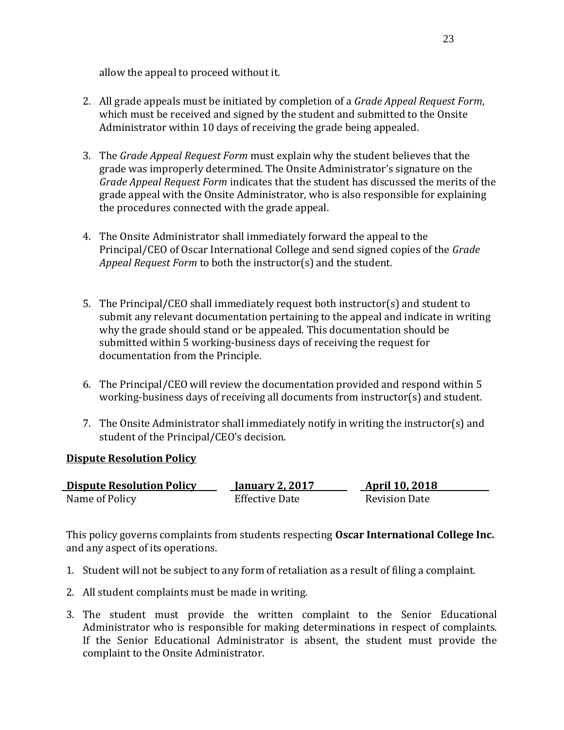allow the appeal to proceed without it.

2. All grade appeals must be initiated by completion of a *Grade Appeal Request Form*, which must be received and signed by the student and submitted to the Onsite Administrator within 10 days of receiving the grade being appealed.

3. The *Grade Appeal Request Form* must explain why the student believes that the grade was improperly determined. The Onsite Administrator's signature on the *Grade Appeal Request Form* indicates that the student has discussed the merits of the grade appeal with the Onsite Administrator, who is also responsible for explaining the procedures connected with the grade appeal.

4. The Onsite Administrator shall immediately forward the appeal to the Principal/CEO of Oscar International College and send signed copies of the *Grade Appeal Request Form* to both the instructor(s) and the student.

5. The Principal/CEO shall immediately request both instructor(s) and student to submit any relevant documentation pertaining to the appeal and indicate in writing why the grade should stand or be appealed. This documentation should be submitted within 5 working-business days of receiving the request for documentation from the Principle.

6. The Principal/CEO will review the documentation provided and respond within 5 working-business days of receiving all documents from instructor(s) and student.

7. The Onsite Administrator shall immediately notify in writing the instructor(s) and student of the Principal/CEO's decision.

## Dispute Resolution Policy

| **Dispute Resolution Policy** | **January 2, 2017** | **April 10, 2018** |
| --- | --- | --- |
| Name of Policy | Effective Date | Revision Date |

This policy governs complaints from students respecting **Oscar International College Inc.** and any aspect of its operations.

1. Student will not be subject to any form of retaliation as a result of filing a complaint.

2. All student complaints must be made in writing.

3. The student must provide the written complaint to the Senior Educational Administrator who is responsible for making determinations in respect of complaints. If the Senior Educational Administrator is absent, the student must provide the complaint to the Onsite Administrator.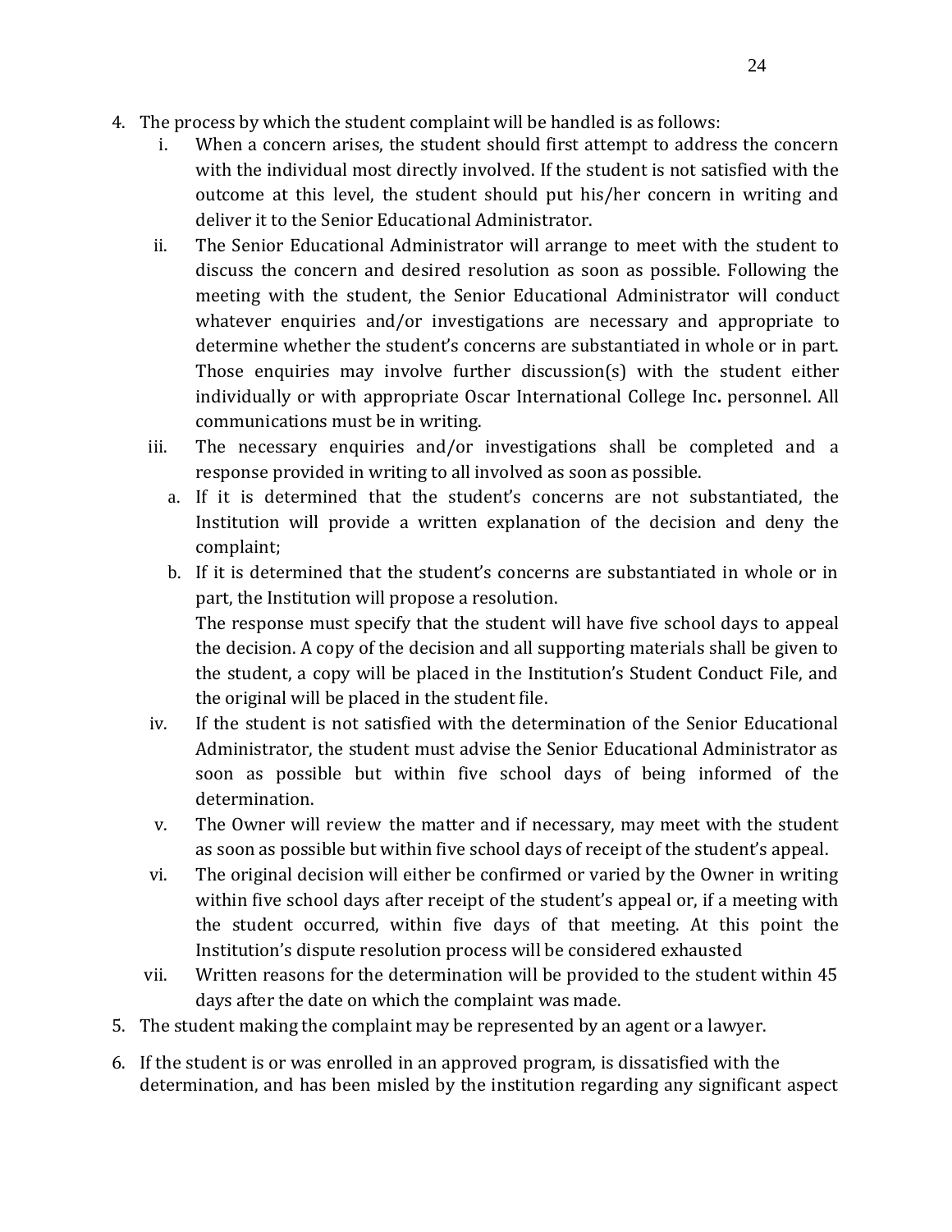4. The process by which the student complaint will be handled is as follows:
   i. When a concern arises, the student should first attempt to address the concern with the individual most directly involved. If the student is not satisfied with the outcome at this level, the student should put his/her concern in writing and deliver it to the Senior Educational Administrator.
   ii. The Senior Educational Administrator will arrange to meet with the student to discuss the concern and desired resolution as soon as possible. Following the meeting with the student, the Senior Educational Administrator will conduct whatever enquiries and/or investigations are necessary and appropriate to determine whether the student's concerns are substantiated in whole or in part. Those enquiries may involve further discussion(s) with the student either individually or with appropriate Oscar International College Inc**.** personnel. All communications must be in writing.
   iii. The necessary enquiries and/or investigations shall be completed and a response provided in writing to all involved as soon as possible.
      a. If it is determined that the student's concerns are not substantiated, the Institution will provide a written explanation of the decision and deny the complaint;
      b. If it is determined that the student's concerns are substantiated in whole or in part, the Institution will propose a resolution.

      The response must specify that the student will have five school days to appeal the decision. A copy of the decision and all supporting materials shall be given to the student, a copy will be placed in the Institution's Student Conduct File, and the original will be placed in the student file.
   iv. If the student is not satisfied with the determination of the Senior Educational Administrator, the student must advise the Senior Educational Administrator as soon as possible but within five school days of being informed of the determination.
   v. The Owner will review the matter and if necessary, may meet with the student as soon as possible but within five school days of receipt of the student's appeal.
   vi. The original decision will either be confirmed or varied by the Owner in writing within five school days after receipt of the student's appeal or, if a meeting with the student occurred, within five days of that meeting. At this point the Institution's dispute resolution process will be considered exhausted
   vii. Written reasons for the determination will be provided to the student within 45 days after the date on which the complaint was made.
5. The student making the complaint may be represented by an agent or a lawyer.
6. If the student is or was enrolled in an approved program, is dissatisfied with the determination, and has been misled by the institution regarding any significant aspect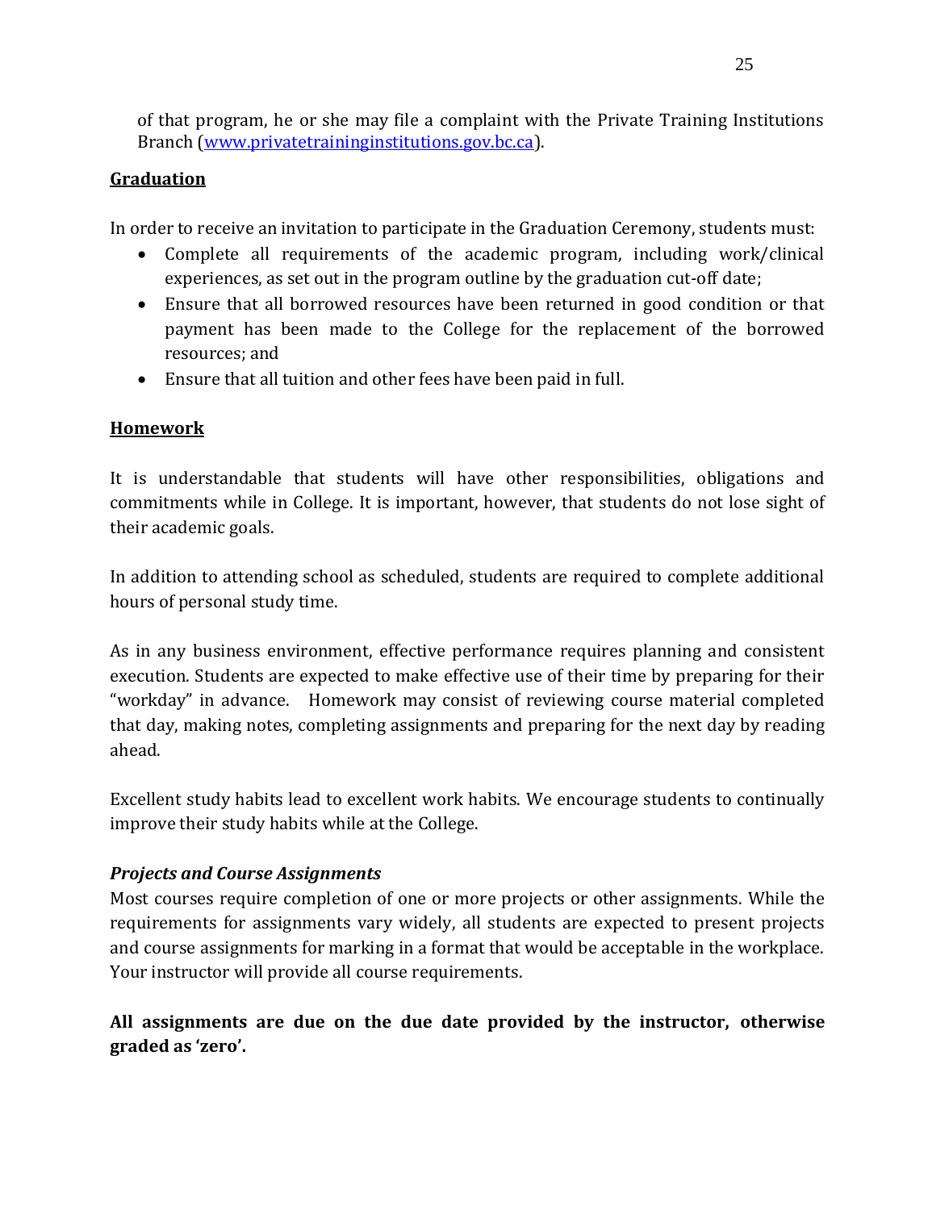of that program, he or she may file a complaint with the Private Training Institutions Branch ([www.privatetraininginstitutions.gov.bc.ca](http://www.privatetraininginstitutions.gov.bc.ca)).

## Graduation

In order to receive an invitation to participate in the Graduation Ceremony, students must:

- Complete all requirements of the academic program, including work/clinical experiences, as set out in the program outline by the graduation cut-off date;
- Ensure that all borrowed resources have been returned in good condition or that payment has been made to the College for the replacement of the borrowed resources; and
- Ensure that all tuition and other fees have been paid in full.

## Homework

It is understandable that students will have other responsibilities, obligations and commitments while in College. It is important, however, that students do not lose sight of their academic goals.

In addition to attending school as scheduled, students are required to complete additional hours of personal study time.

As in any business environment, effective performance requires planning and consistent execution. Students are expected to make effective use of their time by preparing for their "workday" in advance. Homework may consist of reviewing course material completed that day, making notes, completing assignments and preparing for the next day by reading ahead.

Excellent study habits lead to excellent work habits. We encourage students to continually improve their study habits while at the College.

### *Projects and Course Assignments*

Most courses require completion of one or more projects or other assignments. While the requirements for assignments vary widely, all students are expected to present projects and course assignments for marking in a format that would be acceptable in the workplace. Your instructor will provide all course requirements.

**All assignments are due on the due date provided by the instructor, otherwise graded as 'zero'.**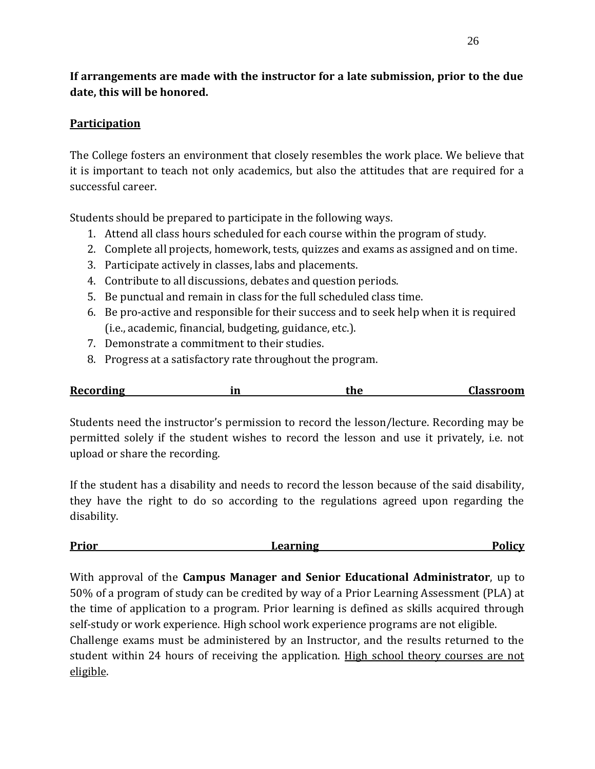**If arrangements are made with the instructor for a late submission, prior to the due date, this will be honored.**

## Participation

The College fosters an environment that closely resembles the work place. We believe that it is important to teach not only academics, but also the attitudes that are required for a successful career.

Students should be prepared to participate in the following ways.

1. Attend all class hours scheduled for each course within the program of study.
2. Complete all projects, homework, tests, quizzes and exams as assigned and on time.
3. Participate actively in classes, labs and placements.
4. Contribute to all discussions, debates and question periods.
5. Be punctual and remain in class for the full scheduled class time.
6. Be pro-active and responsible for their success and to seek help when it is required (i.e., academic, financial, budgeting, guidance, etc.).
7. Demonstrate a commitment to their studies.
8. Progress at a satisfactory rate throughout the program.

## Recording in the Classroom

Students need the instructor's permission to record the lesson/lecture. Recording may be permitted solely if the student wishes to record the lesson and use it privately, i.e. not upload or share the recording.

If the student has a disability and needs to record the lesson because of the said disability, they have the right to do so according to the regulations agreed upon regarding the disability.

## Prior Learning Policy

With approval of the **Campus Manager and Senior Educational Administrator**, up to 50% of a program of study can be credited by way of a Prior Learning Assessment (PLA) at the time of application to a program. Prior learning is defined as skills acquired through self-study or work experience. High school work experience programs are not eligible.
Challenge exams must be administered by an Instructor, and the results returned to the student within 24 hours of receiving the application. High school theory courses are not eligible.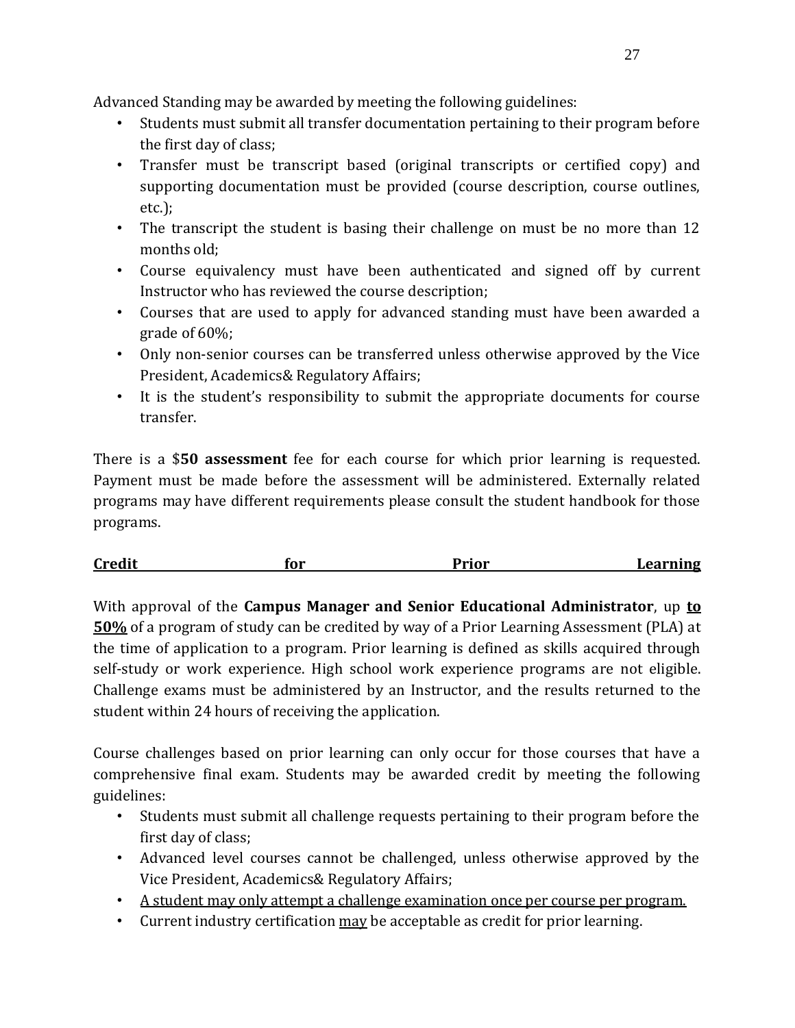Advanced Standing may be awarded by meeting the following guidelines:

- Students must submit all transfer documentation pertaining to their program before the first day of class;
- Transfer must be transcript based (original transcripts or certified copy) and supporting documentation must be provided (course description, course outlines, etc.);
- The transcript the student is basing their challenge on must be no more than 12 months old;
- Course equivalency must have been authenticated and signed off by current Instructor who has reviewed the course description;
- Courses that are used to apply for advanced standing must have been awarded a grade of 60%;
- Only non-senior courses can be transferred unless otherwise approved by the Vice President, Academics& Regulatory Affairs;
- It is the student's responsibility to submit the appropriate documents for course transfer.

There is a $**50 assessment** fee for each course for which prior learning is requested. Payment must be made before the assessment will be administered. Externally related programs may have different requirements please consult the student handbook for those programs.

**Credit for Prior Learning**

With approval of the **Campus Manager and Senior Educational Administrator**, up **to 50%** of a program of study can be credited by way of a Prior Learning Assessment (PLA) at the time of application to a program. Prior learning is defined as skills acquired through self-study or work experience. High school work experience programs are not eligible. Challenge exams must be administered by an Instructor, and the results returned to the student within 24 hours of receiving the application.

Course challenges based on prior learning can only occur for those courses that have a comprehensive final exam. Students may be awarded credit by meeting the following guidelines:

- Students must submit all challenge requests pertaining to their program before the first day of class;
- Advanced level courses cannot be challenged, unless otherwise approved by the Vice President, Academics& Regulatory Affairs;
- A student may only attempt a challenge examination once per course per program.
- Current industry certification may be acceptable as credit for prior learning.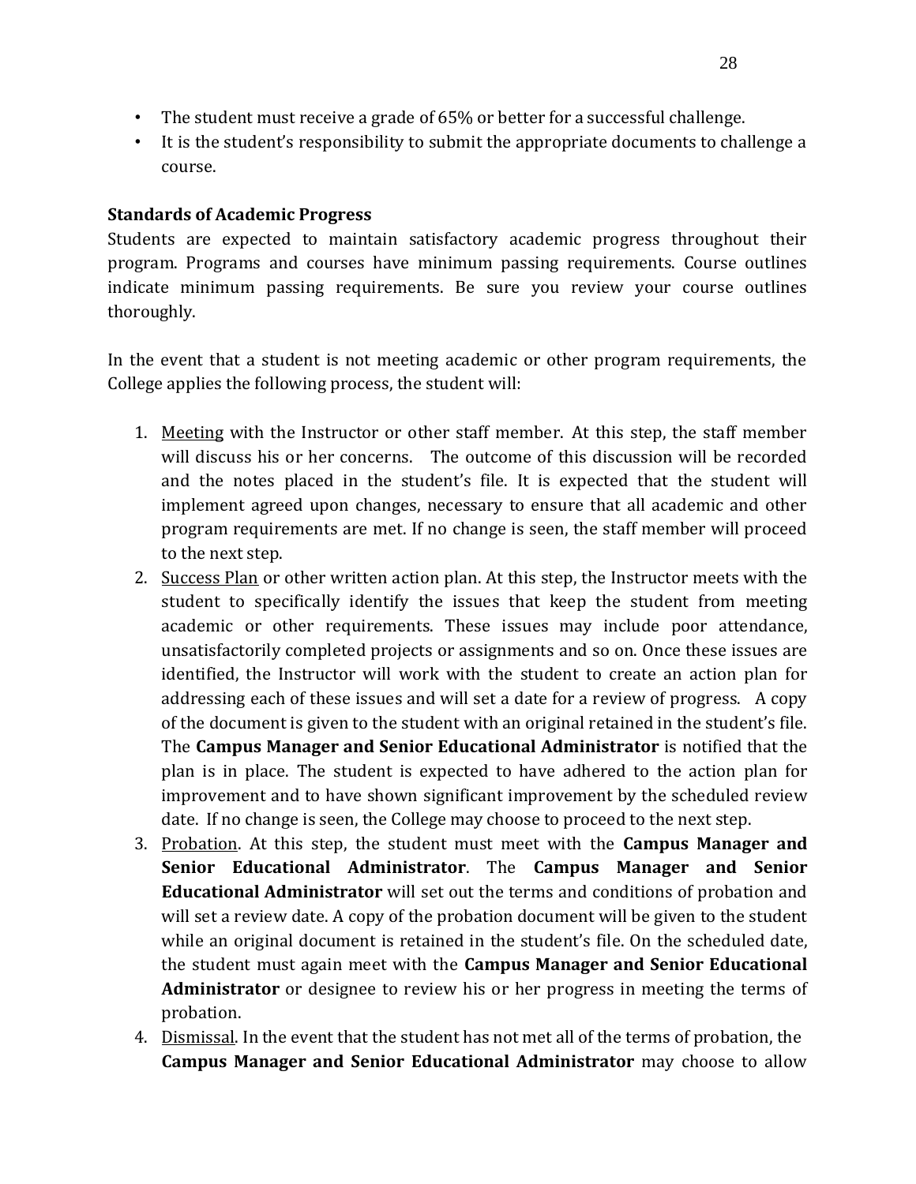- The student must receive a grade of 65% or better for a successful challenge.
- It is the student's responsibility to submit the appropriate documents to challenge a course.

**Standards of Academic Progress**

Students are expected to maintain satisfactory academic progress throughout their program. Programs and courses have minimum passing requirements. Course outlines indicate minimum passing requirements. Be sure you review your course outlines thoroughly.

In the event that a student is not meeting academic or other program requirements, the College applies the following process, the student will:

1. Meeting with the Instructor or other staff member. At this step, the staff member will discuss his or her concerns. The outcome of this discussion will be recorded and the notes placed in the student's file. It is expected that the student will implement agreed upon changes, necessary to ensure that all academic and other program requirements are met. If no change is seen, the staff member will proceed to the next step.
2. Success Plan or other written action plan. At this step, the Instructor meets with the student to specifically identify the issues that keep the student from meeting academic or other requirements. These issues may include poor attendance, unsatisfactorily completed projects or assignments and so on. Once these issues are identified, the Instructor will work with the student to create an action plan for addressing each of these issues and will set a date for a review of progress. A copy of the document is given to the student with an original retained in the student's file. The **Campus Manager and Senior Educational Administrator** is notified that the plan is in place. The student is expected to have adhered to the action plan for improvement and to have shown significant improvement by the scheduled review date. If no change is seen, the College may choose to proceed to the next step.
3. Probation. At this step, the student must meet with the **Campus Manager and Senior Educational Administrator**. The **Campus Manager and Senior Educational Administrator** will set out the terms and conditions of probation and will set a review date. A copy of the probation document will be given to the student while an original document is retained in the student's file. On the scheduled date, the student must again meet with the **Campus Manager and Senior Educational Administrator** or designee to review his or her progress in meeting the terms of probation.
4. Dismissal. In the event that the student has not met all of the terms of probation, the **Campus Manager and Senior Educational Administrator** may choose to allow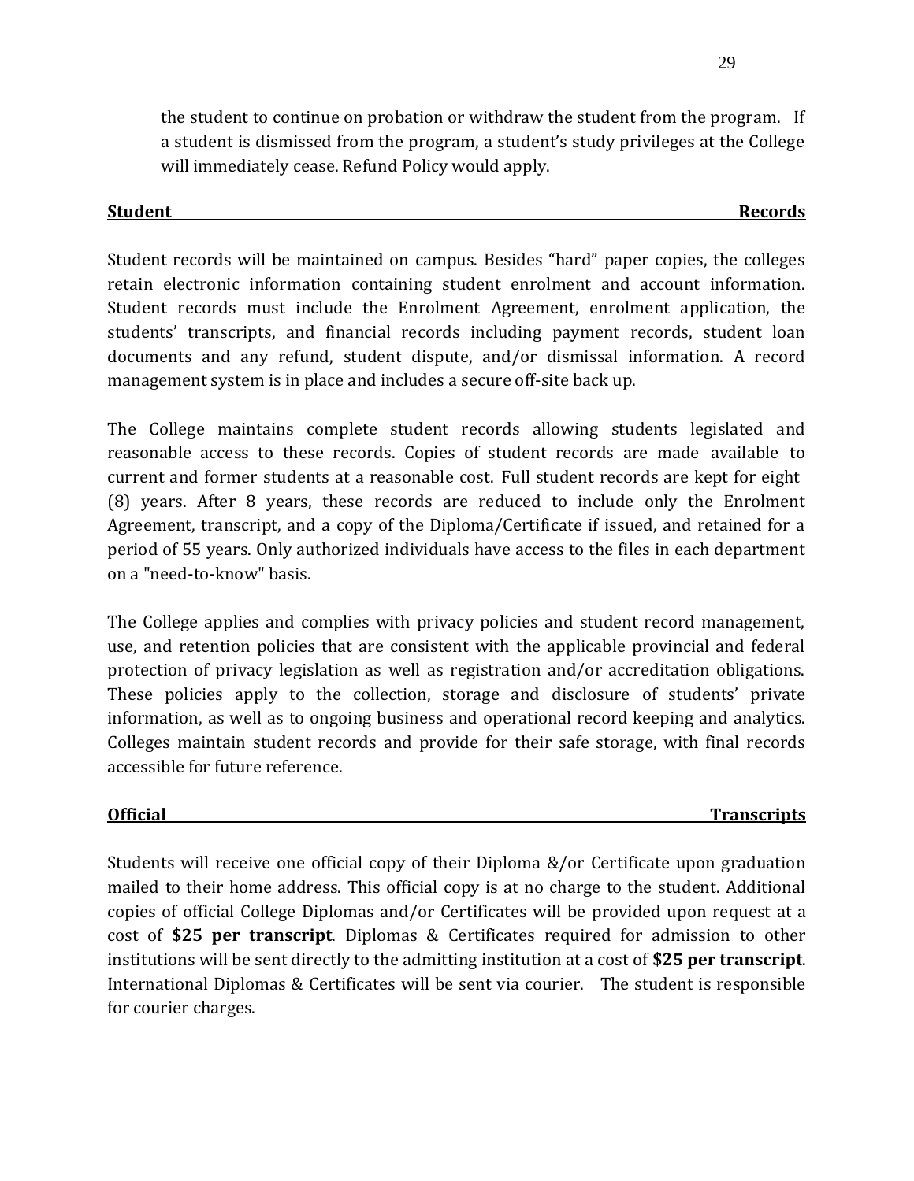the student to continue on probation or withdraw the student from the program. If a student is dismissed from the program, a student's study privileges at the College will immediately cease. Refund Policy would apply.

## Student Records

Student records will be maintained on campus. Besides "hard" paper copies, the colleges retain electronic information containing student enrolment and account information. Student records must include the Enrolment Agreement, enrolment application, the students' transcripts, and financial records including payment records, student loan documents and any refund, student dispute, and/or dismissal information. A record management system is in place and includes a secure off-site back up.

The College maintains complete student records allowing students legislated and reasonable access to these records. Copies of student records are made available to current and former students at a reasonable cost. Full student records are kept for eight (8) years. After 8 years, these records are reduced to include only the Enrolment Agreement, transcript, and a copy of the Diploma/Certificate if issued, and retained for a period of 55 years. Only authorized individuals have access to the files in each department on a "need-to-know" basis.

The College applies and complies with privacy policies and student record management, use, and retention policies that are consistent with the applicable provincial and federal protection of privacy legislation as well as registration and/or accreditation obligations. These policies apply to the collection, storage and disclosure of students' private information, as well as to ongoing business and operational record keeping and analytics. Colleges maintain student records and provide for their safe storage, with final records accessible for future reference.

## Official Transcripts

Students will receive one official copy of their Diploma &/or Certificate upon graduation mailed to their home address. This official copy is at no charge to the student. Additional copies of official College Diplomas and/or Certificates will be provided upon request at a cost of **$25 per transcript**. Diplomas & Certificates required for admission to other institutions will be sent directly to the admitting institution at a cost of **$25 per transcript**. International Diplomas & Certificates will be sent via courier. The student is responsible for courier charges.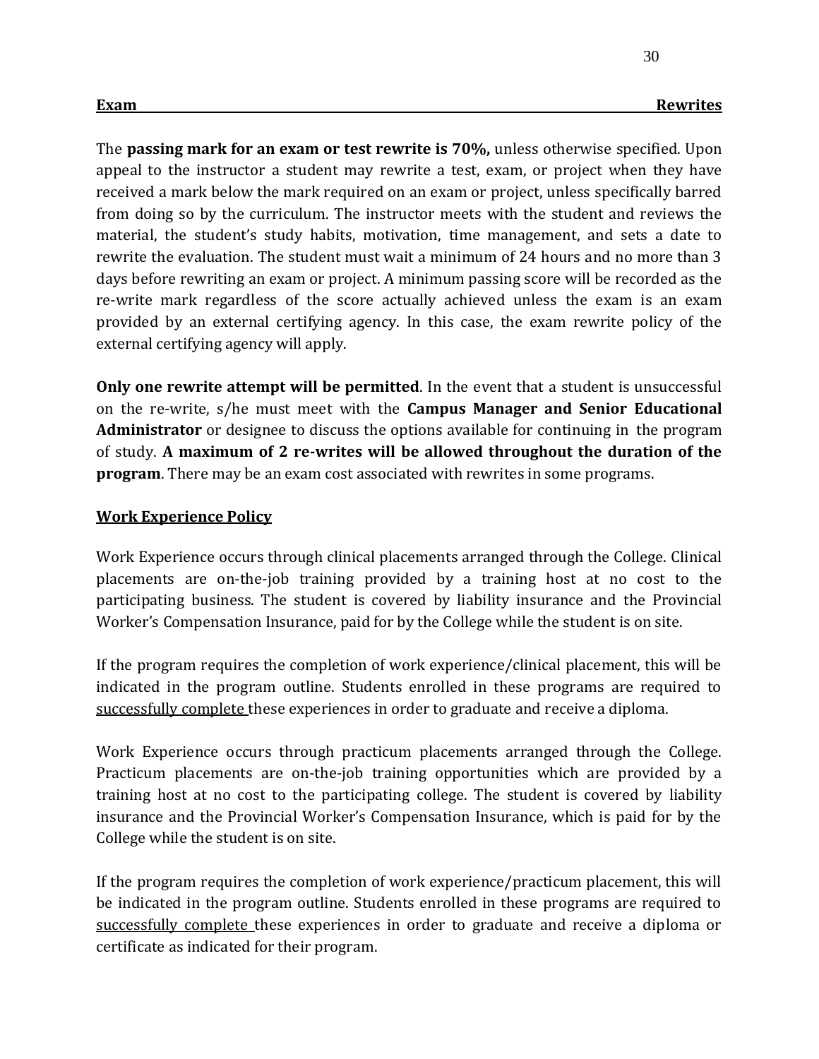## Exam Rewrites

The **passing mark for an exam or test rewrite is 70%,** unless otherwise specified. Upon appeal to the instructor a student may rewrite a test, exam, or project when they have received a mark below the mark required on an exam or project, unless specifically barred from doing so by the curriculum. The instructor meets with the student and reviews the material, the student's study habits, motivation, time management, and sets a date to rewrite the evaluation. The student must wait a minimum of 24 hours and no more than 3 days before rewriting an exam or project. A minimum passing score will be recorded as the re-write mark regardless of the score actually achieved unless the exam is an exam provided by an external certifying agency. In this case, the exam rewrite policy of the external certifying agency will apply.

**Only one rewrite attempt will be permitted**. In the event that a student is unsuccessful on the re-write, s/he must meet with the **Campus Manager and Senior Educational Administrator** or designee to discuss the options available for continuing in the program of study. **A maximum of 2 re-writes will be allowed throughout the duration of the program**. There may be an exam cost associated with rewrites in some programs.

## Work Experience Policy

Work Experience occurs through clinical placements arranged through the College. Clinical placements are on-the-job training provided by a training host at no cost to the participating business. The student is covered by liability insurance and the Provincial Worker's Compensation Insurance, paid for by the College while the student is on site.

If the program requires the completion of work experience/clinical placement, this will be indicated in the program outline. Students enrolled in these programs are required to successfully complete these experiences in order to graduate and receive a diploma.

Work Experience occurs through practicum placements arranged through the College. Practicum placements are on-the-job training opportunities which are provided by a training host at no cost to the participating college. The student is covered by liability insurance and the Provincial Worker's Compensation Insurance, which is paid for by the College while the student is on site.

If the program requires the completion of work experience/practicum placement, this will be indicated in the program outline. Students enrolled in these programs are required to successfully complete these experiences in order to graduate and receive a diploma or certificate as indicated for their program.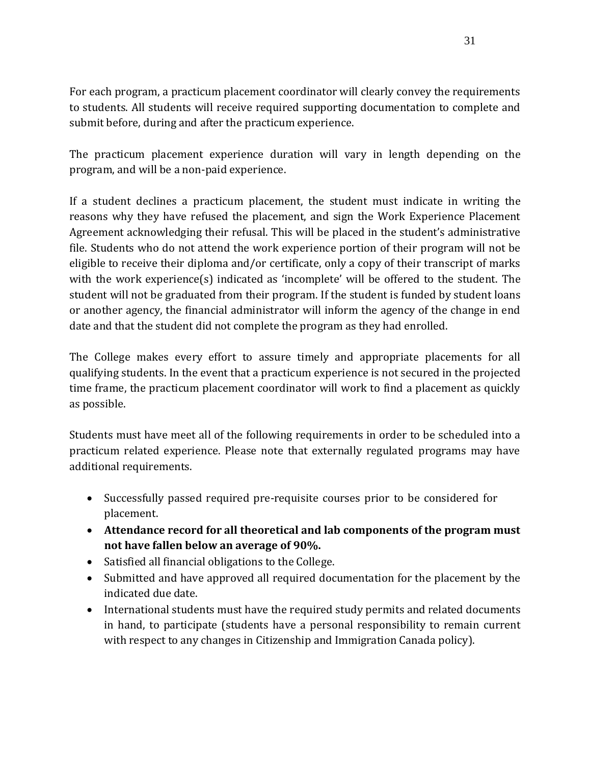For each program, a practicum placement coordinator will clearly convey the requirements to students. All students will receive required supporting documentation to complete and submit before, during and after the practicum experience.

The practicum placement experience duration will vary in length depending on the program, and will be a non-paid experience.

If a student declines a practicum placement, the student must indicate in writing the reasons why they have refused the placement, and sign the Work Experience Placement Agreement acknowledging their refusal. This will be placed in the student's administrative file. Students who do not attend the work experience portion of their program will not be eligible to receive their diploma and/or certificate, only a copy of their transcript of marks with the work experience(s) indicated as 'incomplete' will be offered to the student. The student will not be graduated from their program. If the student is funded by student loans or another agency, the financial administrator will inform the agency of the change in end date and that the student did not complete the program as they had enrolled.

The College makes every effort to assure timely and appropriate placements for all qualifying students. In the event that a practicum experience is not secured in the projected time frame, the practicum placement coordinator will work to find a placement as quickly as possible.

Students must have meet all of the following requirements in order to be scheduled into a practicum related experience. Please note that externally regulated programs may have additional requirements.

- Successfully passed required pre-requisite courses prior to be considered for placement.
- **Attendance record for all theoretical and lab components of the program must not have fallen below an average of 90%.**
- Satisfied all financial obligations to the College.
- Submitted and have approved all required documentation for the placement by the indicated due date.
- International students must have the required study permits and related documents in hand, to participate (students have a personal responsibility to remain current with respect to any changes in Citizenship and Immigration Canada policy).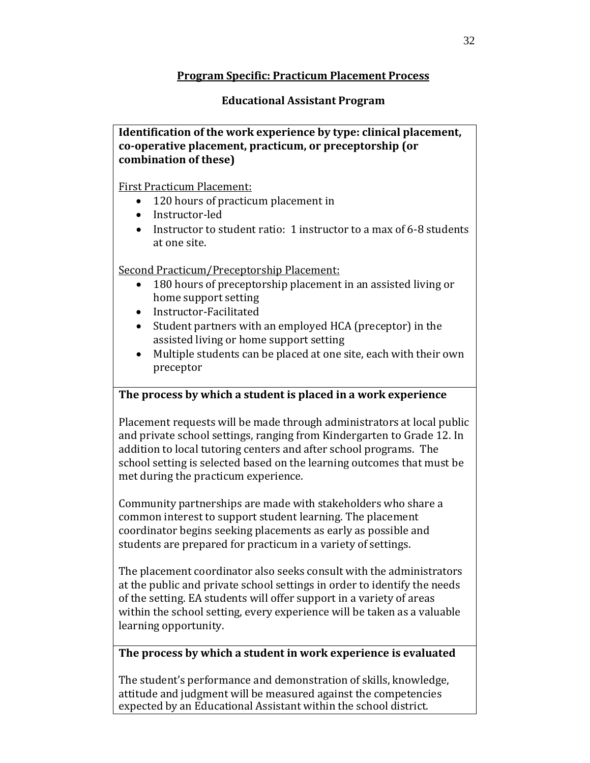**Program Specific: Practicum Placement Process**

**Educational Assistant Program**

**Identification of the work experience by type: clinical placement, co-operative placement, practicum, or preceptorship (or combination of these)**

First Practicum Placement:

- 120 hours of practicum placement in
- Instructor-led
- Instructor to student ratio: 1 instructor to a max of 6-8 students at one site.

Second Practicum/Preceptorship Placement:

- 180 hours of preceptorship placement in an assisted living or home support setting
- Instructor-Facilitated
- Student partners with an employed HCA (preceptor) in the assisted living or home support setting
- Multiple students can be placed at one site, each with their own preceptor

**The process by which a student is placed in a work experience**

Placement requests will be made through administrators at local public and private school settings, ranging from Kindergarten to Grade 12. In addition to local tutoring centers and after school programs. The school setting is selected based on the learning outcomes that must be met during the practicum experience.

Community partnerships are made with stakeholders who share a common interest to support student learning. The placement coordinator begins seeking placements as early as possible and students are prepared for practicum in a variety of settings.

The placement coordinator also seeks consult with the administrators at the public and private school settings in order to identify the needs of the setting. EA students will offer support in a variety of areas within the school setting, every experience will be taken as a valuable learning opportunity.

**The process by which a student in work experience is evaluated**

The student's performance and demonstration of skills, knowledge, attitude and judgment will be measured against the competencies expected by an Educational Assistant within the school district.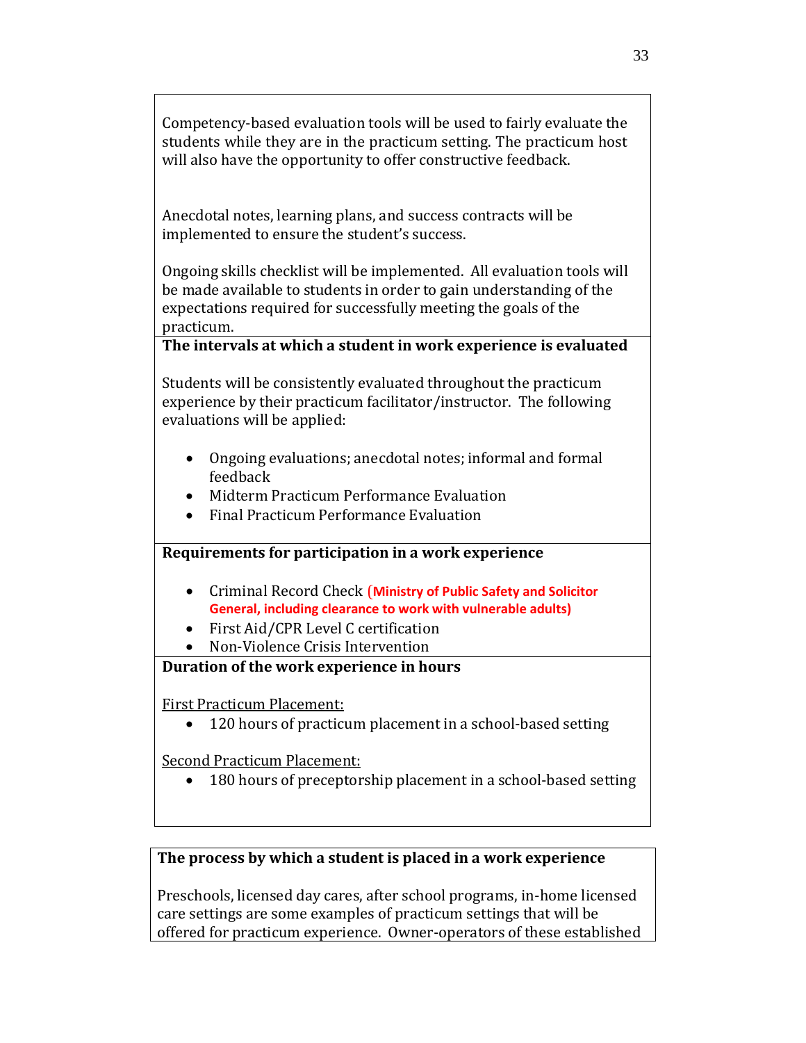Competency-based evaluation tools will be used to fairly evaluate the students while they are in the practicum setting. The practicum host will also have the opportunity to offer constructive feedback.

Anecdotal notes, learning plans, and success contracts will be implemented to ensure the student's success.

Ongoing skills checklist will be implemented. All evaluation tools will be made available to students in order to gain understanding of the expectations required for successfully meeting the goals of the practicum.

**The intervals at which a student in work experience is evaluated**

Students will be consistently evaluated throughout the practicum experience by their practicum facilitator/instructor. The following evaluations will be applied:

- Ongoing evaluations; anecdotal notes; informal and formal feedback
- Midterm Practicum Performance Evaluation
- Final Practicum Performance Evaluation

**Requirements for participation in a work experience**

- Criminal Record Check **(Ministry of Public Safety and Solicitor General, including clearance to work with vulnerable adults)**
- First Aid/CPR Level C certification
- Non-Violence Crisis Intervention

**Duration of the work experience in hours**

First Practicum Placement:

- 120 hours of practicum placement in a school-based setting

Second Practicum Placement:

- 180 hours of preceptorship placement in a school-based setting

**The process by which a student is placed in a work experience**

Preschools, licensed day cares, after school programs, in-home licensed care settings are some examples of practicum settings that will be offered for practicum experience. Owner-operators of these established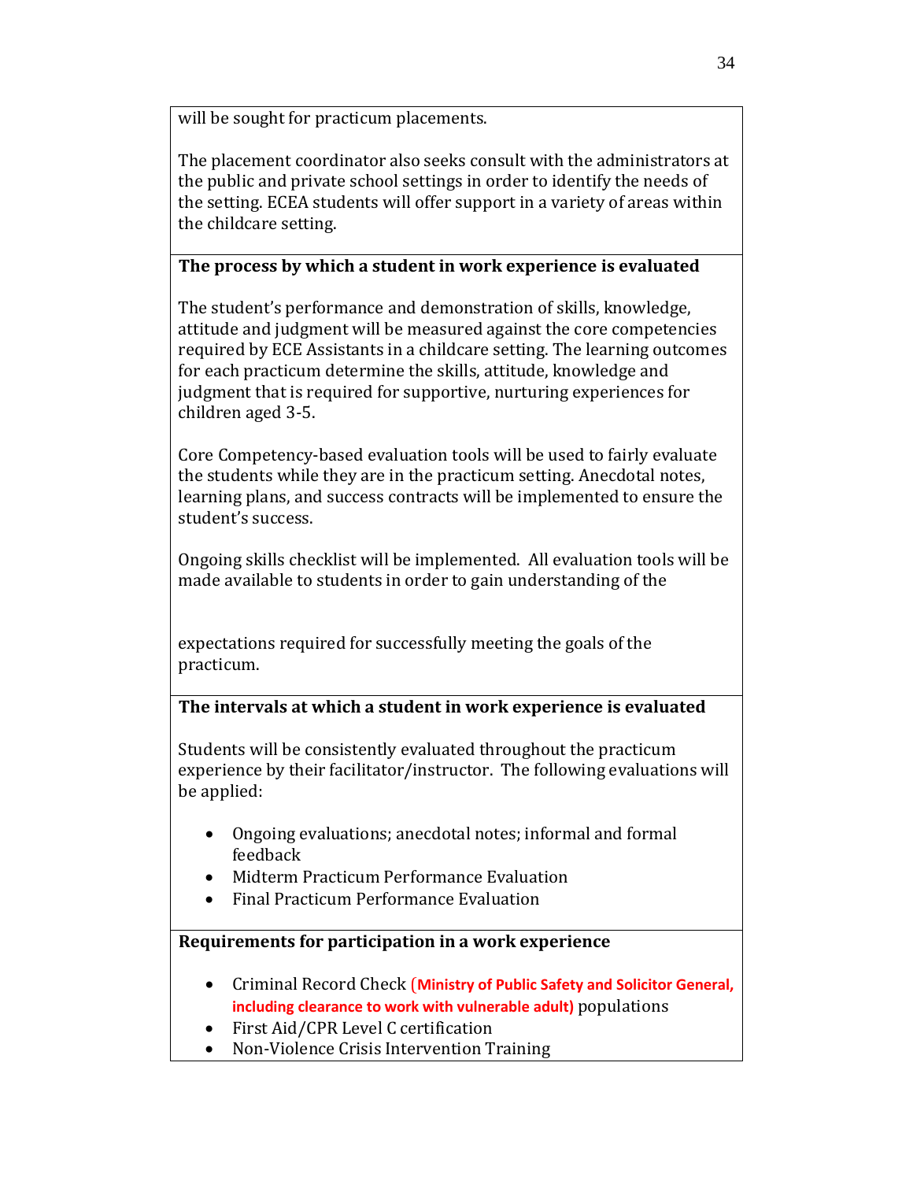will be sought for practicum placements.

The placement coordinator also seeks consult with the administrators at the public and private school settings in order to identify the needs of the setting. ECEA students will offer support in a variety of areas within the childcare setting.

**The process by which a student in work experience is evaluated**

The student's performance and demonstration of skills, knowledge, attitude and judgment will be measured against the core competencies required by ECE Assistants in a childcare setting. The learning outcomes for each practicum determine the skills, attitude, knowledge and judgment that is required for supportive, nurturing experiences for children aged 3-5.

Core Competency-based evaluation tools will be used to fairly evaluate the students while they are in the practicum setting. Anecdotal notes, learning plans, and success contracts will be implemented to ensure the student's success.

Ongoing skills checklist will be implemented. All evaluation tools will be made available to students in order to gain understanding of the expectations required for successfully meeting the goals of the practicum.

**The intervals at which a student in work experience is evaluated**

Students will be consistently evaluated throughout the practicum experience by their facilitator/instructor. The following evaluations will be applied:

- Ongoing evaluations; anecdotal notes; informal and formal feedback
- Midterm Practicum Performance Evaluation
- Final Practicum Performance Evaluation

**Requirements for participation in a work experience**

- Criminal Record Check **(Ministry of Public Safety and Solicitor General, including clearance to work with vulnerable adult)** populations
- First Aid/CPR Level C certification
- Non-Violence Crisis Intervention Training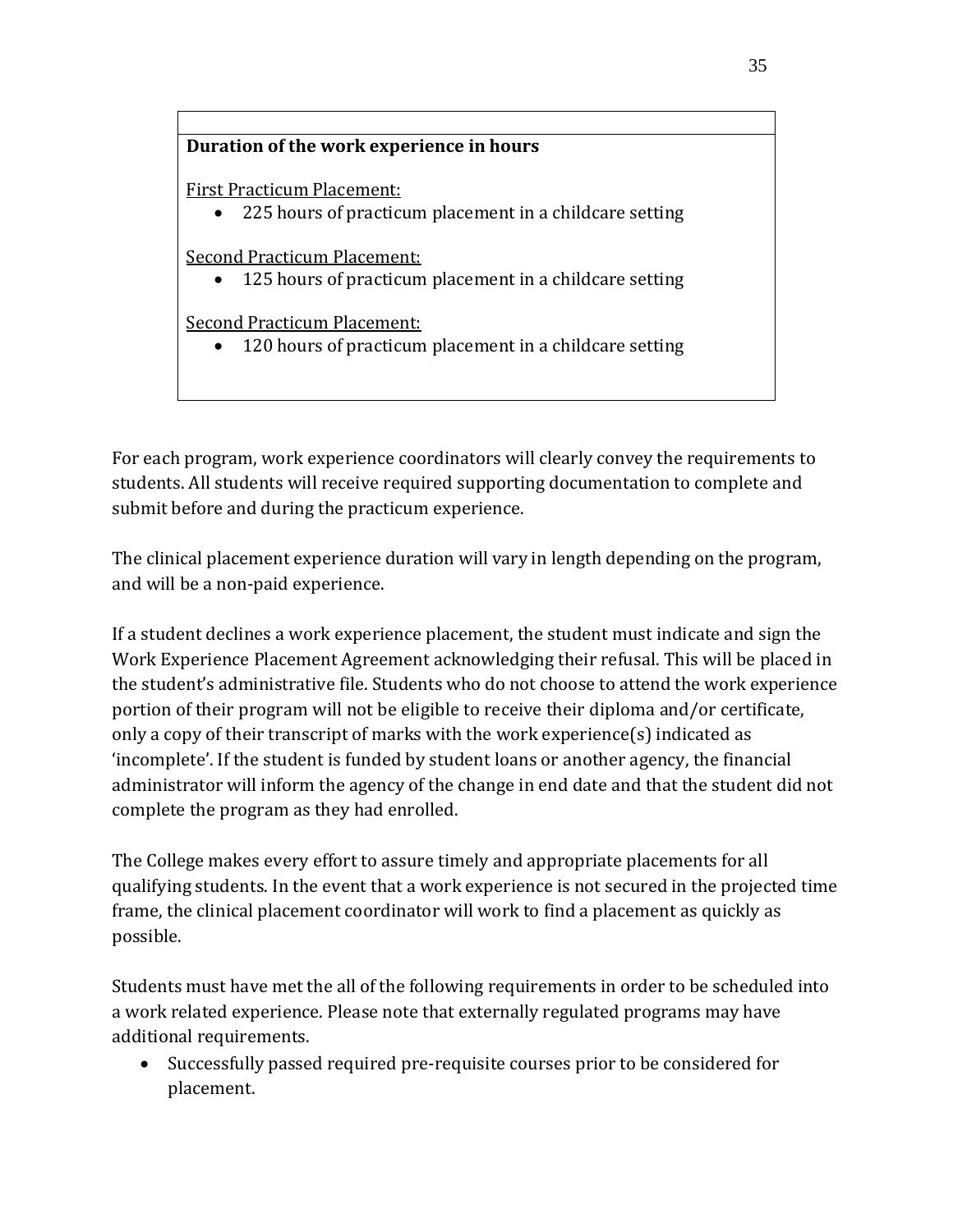**Duration of the work experience in hours**

First Practicum Placement:

- 225 hours of practicum placement in a childcare setting

Second Practicum Placement:

- 125 hours of practicum placement in a childcare setting

Second Practicum Placement:

- 120 hours of practicum placement in a childcare setting

For each program, work experience coordinators will clearly convey the requirements to students. All students will receive required supporting documentation to complete and submit before and during the practicum experience.

The clinical placement experience duration will vary in length depending on the program, and will be a non-paid experience.

If a student declines a work experience placement, the student must indicate and sign the Work Experience Placement Agreement acknowledging their refusal. This will be placed in the student's administrative file. Students who do not choose to attend the work experience portion of their program will not be eligible to receive their diploma and/or certificate, only a copy of their transcript of marks with the work experience(s) indicated as 'incomplete'. If the student is funded by student loans or another agency, the financial administrator will inform the agency of the change in end date and that the student did not complete the program as they had enrolled.

The College makes every effort to assure timely and appropriate placements for all qualifying students. In the event that a work experience is not secured in the projected time frame, the clinical placement coordinator will work to find a placement as quickly as possible.

Students must have met the all of the following requirements in order to be scheduled into a work related experience. Please note that externally regulated programs may have additional requirements.

- Successfully passed required pre-requisite courses prior to be considered for placement.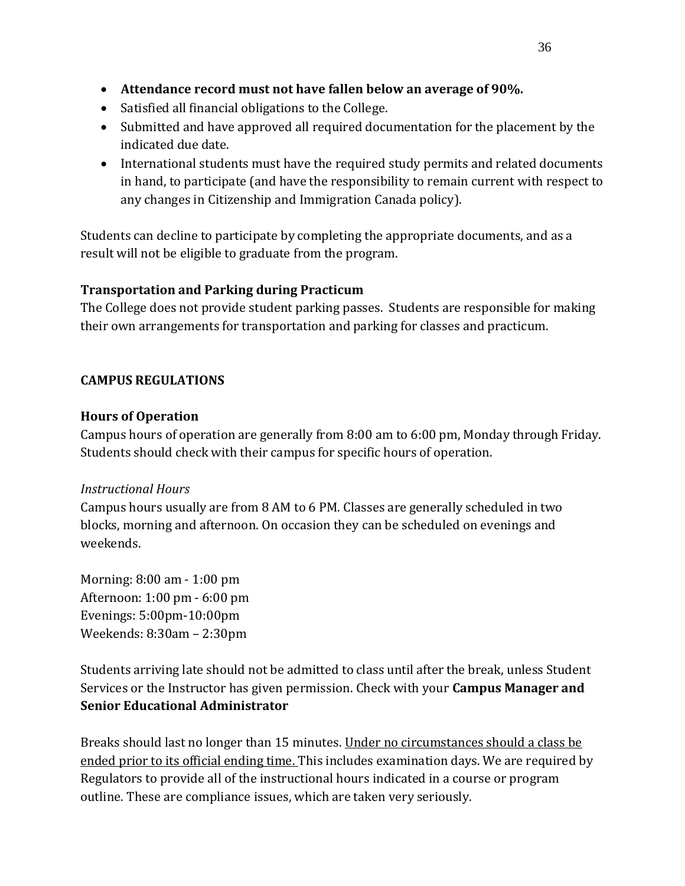- **Attendance record must not have fallen below an average of 90%.**
- Satisfied all financial obligations to the College.
- Submitted and have approved all required documentation for the placement by the indicated due date.
- International students must have the required study permits and related documents in hand, to participate (and have the responsibility to remain current with respect to any changes in Citizenship and Immigration Canada policy).

Students can decline to participate by completing the appropriate documents, and as a result will not be eligible to graduate from the program.

### Transportation and Parking during Practicum

The College does not provide student parking passes. Students are responsible for making their own arrangements for transportation and parking for classes and practicum.

## CAMPUS REGULATIONS

### Hours of Operation

Campus hours of operation are generally from 8:00 am to 6:00 pm, Monday through Friday. Students should check with their campus for specific hours of operation.

*Instructional Hours*

Campus hours usually are from 8 AM to 6 PM. Classes are generally scheduled in two blocks, morning and afternoon. On occasion they can be scheduled on evenings and weekends.

Morning: 8:00 am - 1:00 pm
Afternoon: 1:00 pm - 6:00 pm
Evenings: 5:00pm-10:00pm
Weekends: 8:30am – 2:30pm

Students arriving late should not be admitted to class until after the break, unless Student Services or the Instructor has given permission. Check with your **Campus Manager and Senior Educational Administrator**

Breaks should last no longer than 15 minutes. Under no circumstances should a class be ended prior to its official ending time. This includes examination days. We are required by Regulators to provide all of the instructional hours indicated in a course or program outline. These are compliance issues, which are taken very seriously.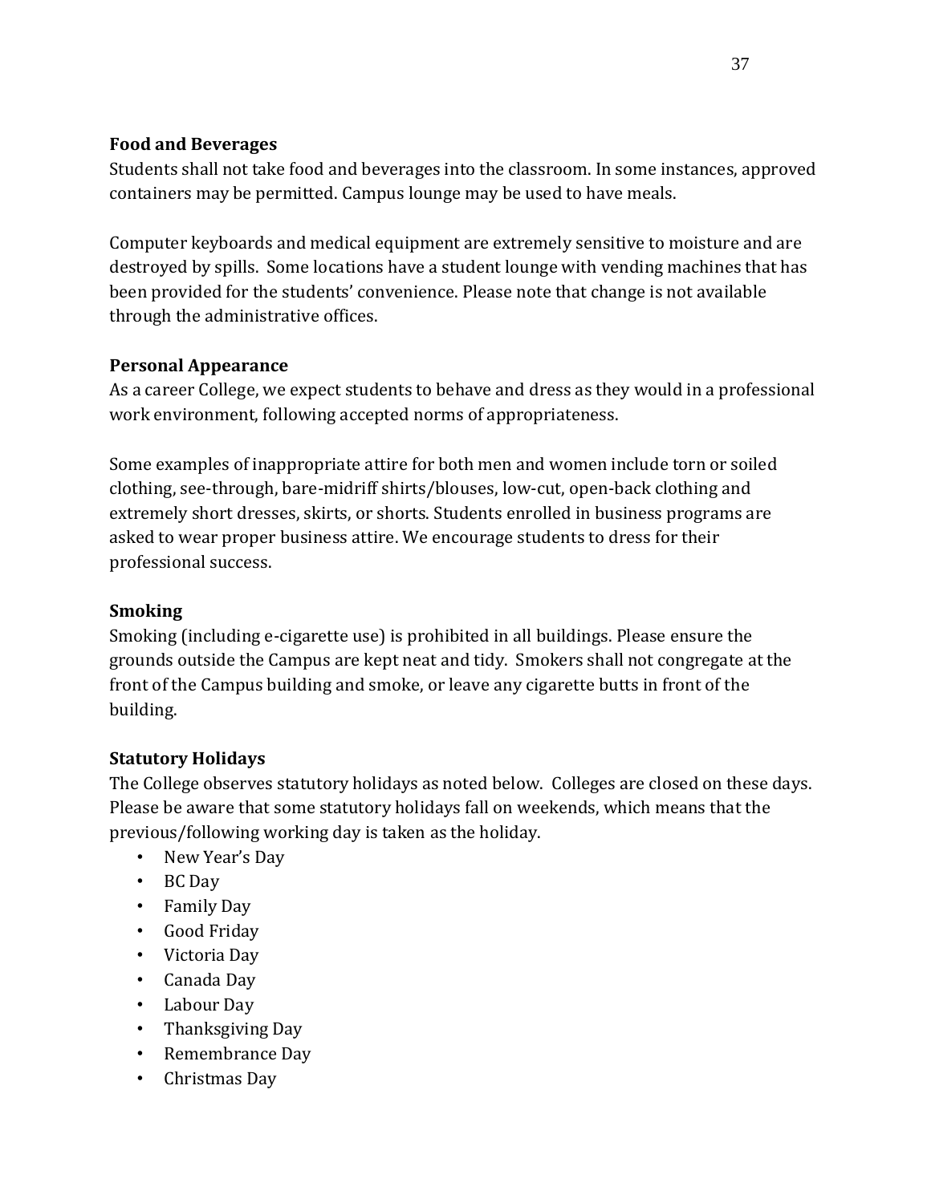### Food and Beverages

Students shall not take food and beverages into the classroom. In some instances, approved containers may be permitted. Campus lounge may be used to have meals.

Computer keyboards and medical equipment are extremely sensitive to moisture and are destroyed by spills. Some locations have a student lounge with vending machines that has been provided for the students' convenience. Please note that change is not available through the administrative offices.

### Personal Appearance

As a career College, we expect students to behave and dress as they would in a professional work environment, following accepted norms of appropriateness.

Some examples of inappropriate attire for both men and women include torn or soiled clothing, see-through, bare-midriff shirts/blouses, low-cut, open-back clothing and extremely short dresses, skirts, or shorts. Students enrolled in business programs are asked to wear proper business attire. We encourage students to dress for their professional success.

### Smoking

Smoking (including e-cigarette use) is prohibited in all buildings. Please ensure the grounds outside the Campus are kept neat and tidy. Smokers shall not congregate at the front of the Campus building and smoke, or leave any cigarette butts in front of the building.

### Statutory Holidays

The College observes statutory holidays as noted below. Colleges are closed on these days. Please be aware that some statutory holidays fall on weekends, which means that the previous/following working day is taken as the holiday.

- New Year's Day
- BC Day
- Family Day
- Good Friday
- Victoria Day
- Canada Day
- Labour Day
- Thanksgiving Day
- Remembrance Day
- Christmas Day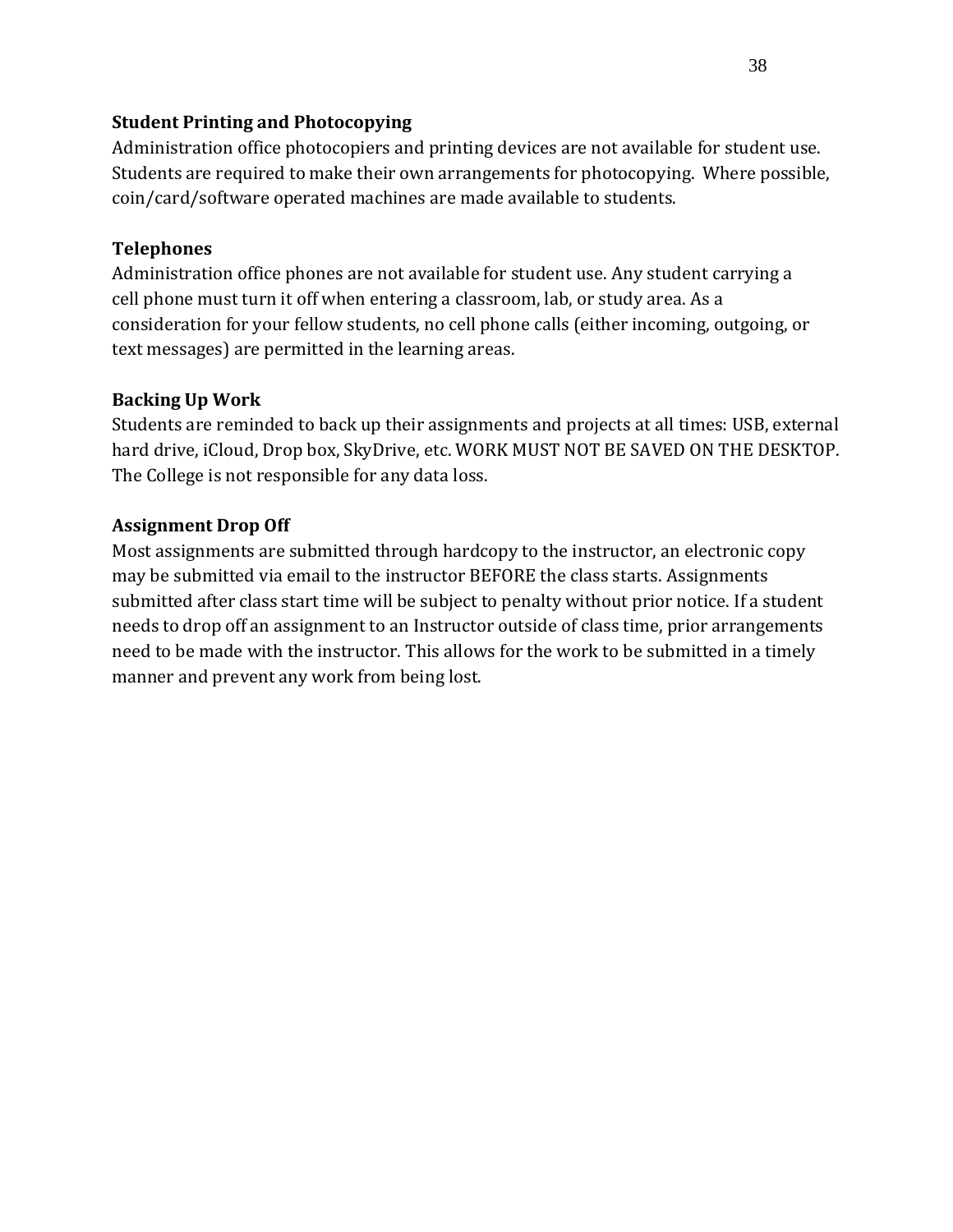### Student Printing and Photocopying

Administration office photocopiers and printing devices are not available for student use. Students are required to make their own arrangements for photocopying. Where possible, coin/card/software operated machines are made available to students.

### Telephones

Administration office phones are not available for student use. Any student carrying a cell phone must turn it off when entering a classroom, lab, or study area. As a consideration for your fellow students, no cell phone calls (either incoming, outgoing, or text messages) are permitted in the learning areas.

### Backing Up Work

Students are reminded to back up their assignments and projects at all times: USB, external hard drive, iCloud, Drop box, SkyDrive, etc. WORK MUST NOT BE SAVED ON THE DESKTOP. The College is not responsible for any data loss.

### Assignment Drop Off

Most assignments are submitted through hardcopy to the instructor, an electronic copy may be submitted via email to the instructor BEFORE the class starts. Assignments submitted after class start time will be subject to penalty without prior notice. If a student needs to drop off an assignment to an Instructor outside of class time, prior arrangements need to be made with the instructor. This allows for the work to be submitted in a timely manner and prevent any work from being lost.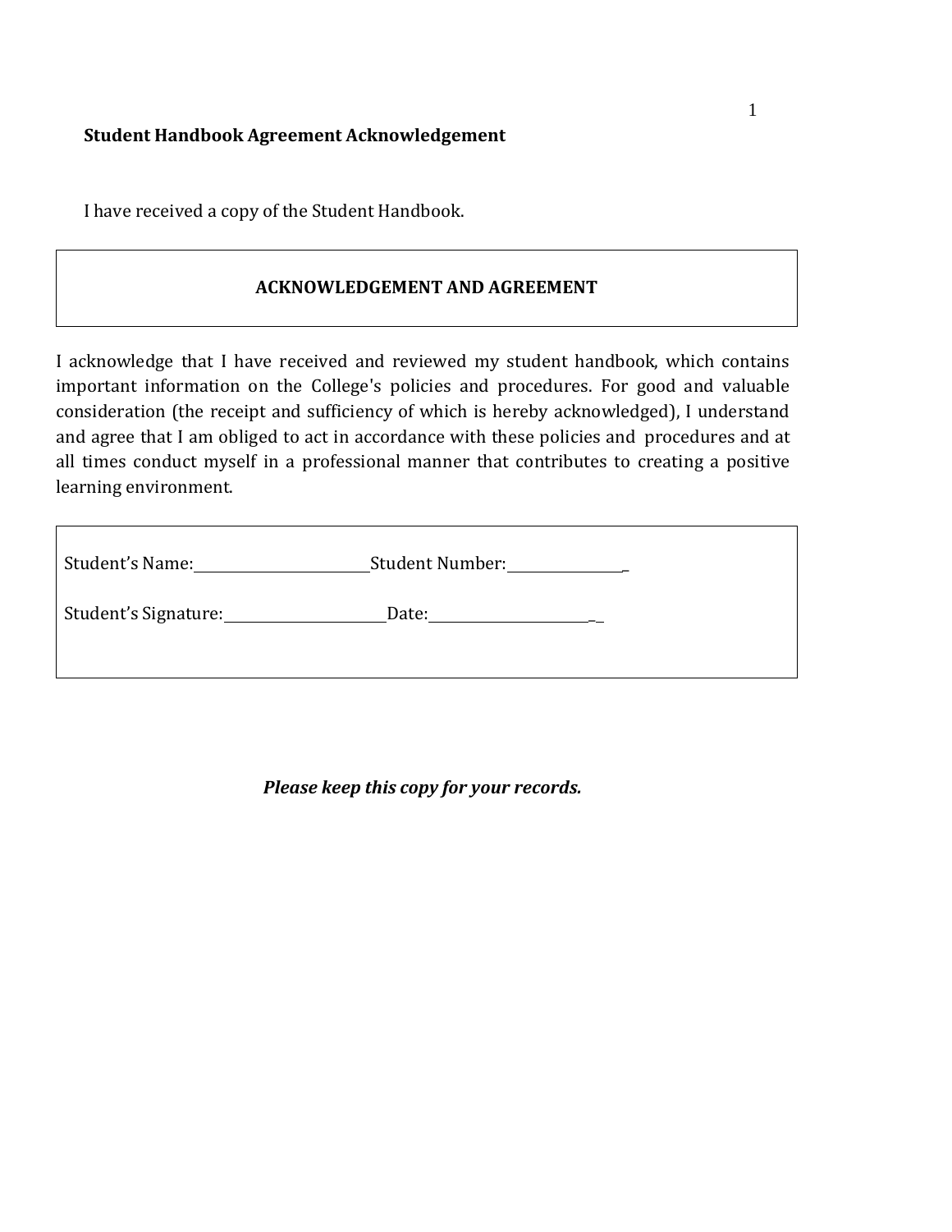**Student Handbook Agreement Acknowledgement**

I have received a copy of the Student Handbook.

**ACKNOWLEDGEMENT AND AGREEMENT**

I acknowledge that I have received and reviewed my student handbook, which contains important information on the College's policies and procedures. For good and valuable consideration (the receipt and sufficiency of which is hereby acknowledged), I understand and agree that I am obliged to act in accordance with these policies and procedures and at all times conduct myself in a professional manner that contributes to creating a positive learning environment.

Student's Name:________________________ Student Number:________________

Student's Signature:______________________ Date:______________________

***Please keep this copy for your records.***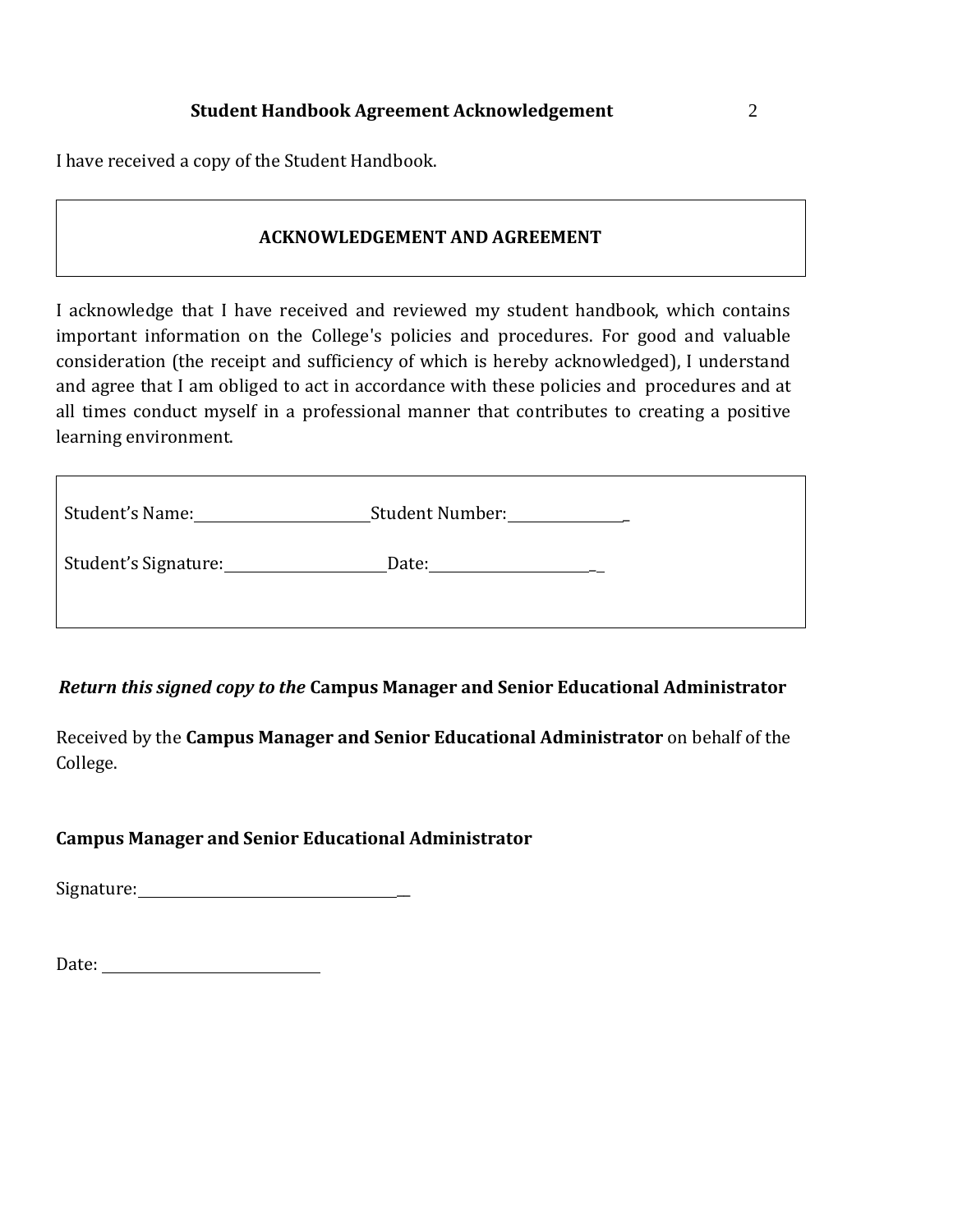## Student Handbook Agreement Acknowledgement

I have received a copy of the Student Handbook.

### ACKNOWLEDGEMENT AND AGREEMENT

I acknowledge that I have received and reviewed my student handbook, which contains important information on the College's policies and procedures. For good and valuable consideration (the receipt and sufficiency of which is hereby acknowledged), I understand and agree that I am obliged to act in accordance with these policies and procedures and at all times conduct myself in a professional manner that contributes to creating a positive learning environment.

Student's Name:________________________ Student Number:________________

Student's Signature:______________________ Date:________________________

***Return this signed copy to the*** **Campus Manager and Senior Educational Administrator**

Received by the **Campus Manager and Senior Educational Administrator** on behalf of the College.

**Campus Manager and Senior Educational Administrator**

Signature:____________________________________

Date: ______________________________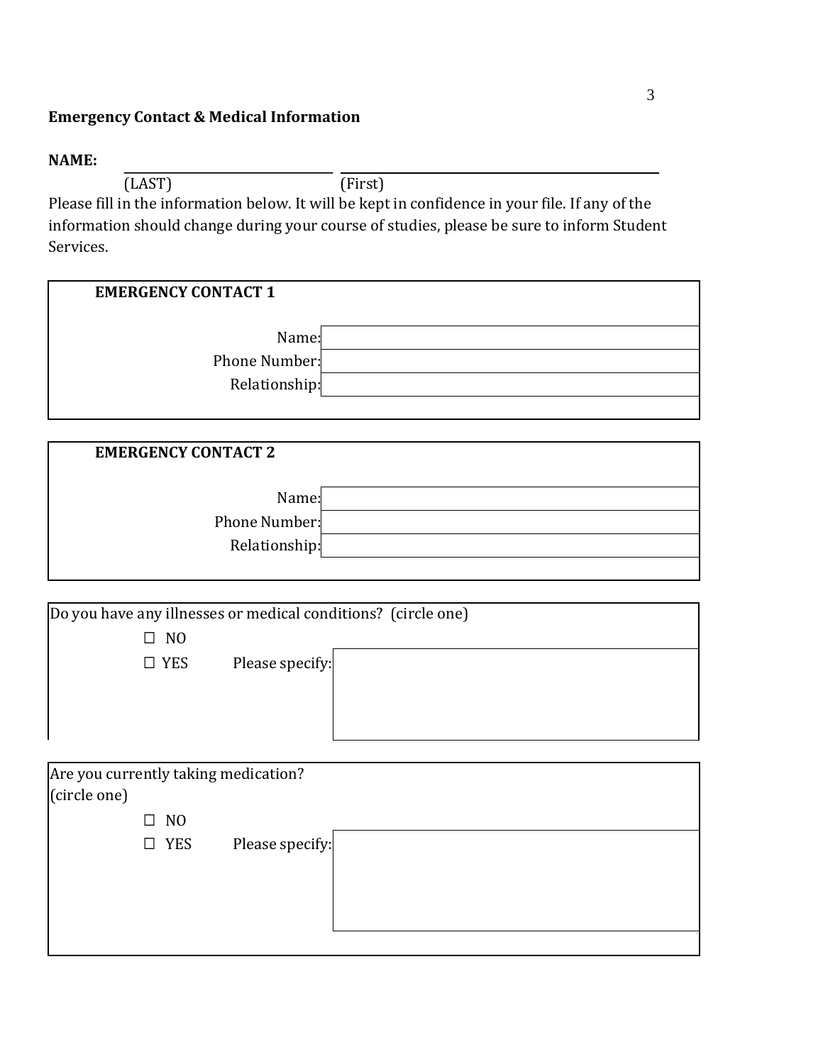## Emergency Contact & Medical Information

**NAME:** \_\_\_\_\_\_\_\_\_\_\_\_\_\_\_\_\_\_\_\_\_\_\_\_\_\_ \_\_\_\_\_\_\_\_\_\_\_\_\_\_\_\_\_\_\_\_\_\_\_\_\_\_\_\_\_\_\_\_\_\_\_\_\_\_

(LAST) (First)

Please fill in the information below. It will be kept in confidence in your file. If any of the information should change during your course of studies, please be sure to inform Student Services.

**EMERGENCY CONTACT 1**

| | |
|---|---|
| Name: | |
| Phone Number: | |
| Relationship: | |

**EMERGENCY CONTACT 2**

| | |
|---|---|
| Name: | |
| Phone Number: | |
| Relationship: | |

Do you have any illnesses or medical conditions? (circle one)

☐ NO

☐ YES Please specify:

Are you currently taking medication?
(circle one)

☐ NO

☐ YES Please specify: